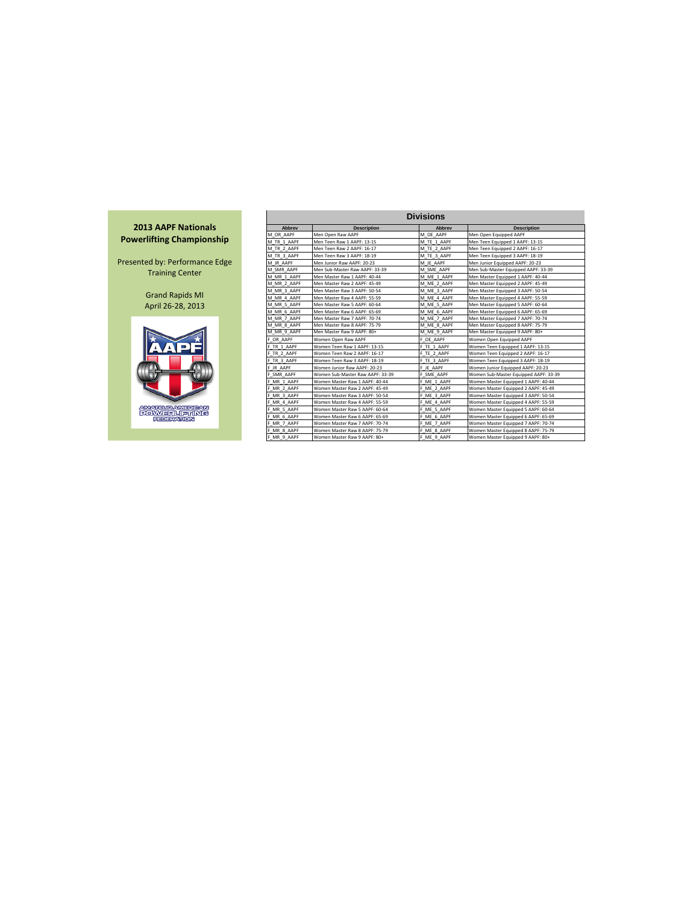## 2013 AAPF Nationals Powerlifting Championship

Presented by: Performance Edge Training Center

Grand Rapids MI
April 26-28, 2013

AMATEUR AMERICAN POWERLIFTING FEDERATION

### Divisions

| Abbrev | Description | Abbrev | Description |
|---|---|---|---|
| M_OR_AAPF | Men Open Raw AAPF | M_OE_AAPF | Men Open Equipped AAPF |
| M_TR_1_AAPF | Men Teen Raw 1 AAPF: 13-15 | M_TE_1_AAPF | Men Teen Equipped 1 AAPF: 13-15 |
| M_TR_2_AAPF | Men Teen Raw 2 AAPF: 16-17 | M_TE_2_AAPF | Men Teen Equipped 2 AAPF: 16-17 |
| M_TR_3_AAPF | Men Teen Raw 3 AAPF: 18-19 | M_TE_3_AAPF | Men Teen Equipped 3 AAPF: 18-19 |
| M_JR_AAPF | Men Junior Raw AAPF: 20-23 | M_JE_AAPF | Men Junior Equipped AAPF: 20-23 |
| M_SMR_AAPF | Men Sub-Master Raw AAPF: 33-39 | M_SME_AAPF | Men Sub-Master Equipped AAPF: 33-39 |
| M_MR_1_AAPF | Men Master Raw 1 AAPF: 40-44 | M_ME_1_AAPF | Men Master Equipped 1 AAPF: 40-44 |
| M_MR_2_AAPF | Men Master Raw 2 AAPF: 45-49 | M_ME_2_AAPF | Men Master Equipped 2 AAPF: 45-49 |
| M_MR_3_AAPF | Men Master Raw 3 AAPF: 50-54 | M_ME_3_AAPF | Men Master Equipped 3 AAPF: 50-54 |
| M_MR_4_AAPF | Men Master Raw 4 AAPF: 55-59 | M_ME_4_AAPF | Men Master Equipped 4 AAPF: 55-59 |
| M_MR_5_AAPF | Men Master Raw 5 AAPF: 60-64 | M_ME_5_AAPF | Men Master Equipped 5 AAPF: 60-64 |
| M_MR_6_AAPF | Men Master Raw 6 AAPF: 65-69 | M_ME_6_AAPF | Men Master Equipped 6 AAPF: 65-69 |
| M_MR_7_AAPF | Men Master Raw 7 AAPF: 70-74 | M_ME_7_AAPF | Men Master Equipped 7 AAPF: 70-74 |
| M_MR_8_AAPF | Men Master Raw 8 AAPF: 75-79 | M_ME_8_AAPF | Men Master Equipped 8 AAPF: 75-79 |
| M_MR_9_AAPF | Men Master Raw 9 AAPF: 80+ | M_ME_9_AAPF | Men Master Equipped 9 AAPF: 80+ |
| F_OR_AAPF | Women Open Raw AAPF | F_OE_AAPF | Women Open Equipped AAPF |
| F_TR_1_AAPF | Women Teen Raw 1 AAPF: 13-15 | F_TE_1_AAPF | Women Teen Equipped 1 AAPF: 13-15 |
| F_TR_2_AAPF | Women Teen Raw 2 AAPF: 16-17 | F_TE_2_AAPF | Women Teen Equipped 2 AAPF: 16-17 |
| F_TR_3_AAPF | Women Teen Raw 3 AAPF: 18-19 | F_TE_3_AAPF | Women Teen Equipped 3 AAPF: 18-19 |
| F_JR_AAPF | Women Junior Raw AAPF: 20-23 | F_JE_AAPF | Women Junior Equipped AAPF: 20-23 |
| F_SMR_AAPF | Women Sub-Master Raw AAPF: 33-39 | F_SME_AAPF | Women Sub-Master Equipped AAPF: 33-39 |
| F_MR_1_AAPF | Women Master Raw 1 AAPF: 40-44 | F_ME_1_AAPF | Women Master Equipped 1 AAPF: 40-44 |
| F_MR_2_AAPF | Women Master Raw 2 AAPF: 45-49 | F_ME_2_AAPF | Women Master Equipped 2 AAPF: 45-49 |
| F_MR_3_AAPF | Women Master Raw 3 AAPF: 50-54 | F_ME_3_AAPF | Women Master Equipped 3 AAPF: 50-54 |
| F_MR_4_AAPF | Women Master Raw 4 AAPF: 55-59 | F_ME_4_AAPF | Women Master Equipped 4 AAPF: 55-59 |
| F_MR_5_AAPF | Women Master Raw 5 AAPF: 60-64 | F_ME_5_AAPF | Women Master Equipped 5 AAPF: 60-64 |
| F_MR_6_AAPF | Women Master Raw 6 AAPF: 65-69 | F_ME_6_AAPF | Women Master Equipped 6 AAPF: 65-69 |
| F_MR_7_AAPF | Women Master Raw 7 AAPF: 70-74 | F_ME_7_AAPF | Women Master Equipped 7 AAPF: 70-74 |
| F_MR_8_AAPF | Women Master Raw 8 AAPF: 75-79 | F_ME_8_AAPF | Women Master Equipped 8 AAPF: 75-79 |
| F_MR_9_AAPF | Women Master Raw 9 AAPF: 80+ | F_ME_9_AAPF | Women Master Equipped 9 AAPF: 80+ |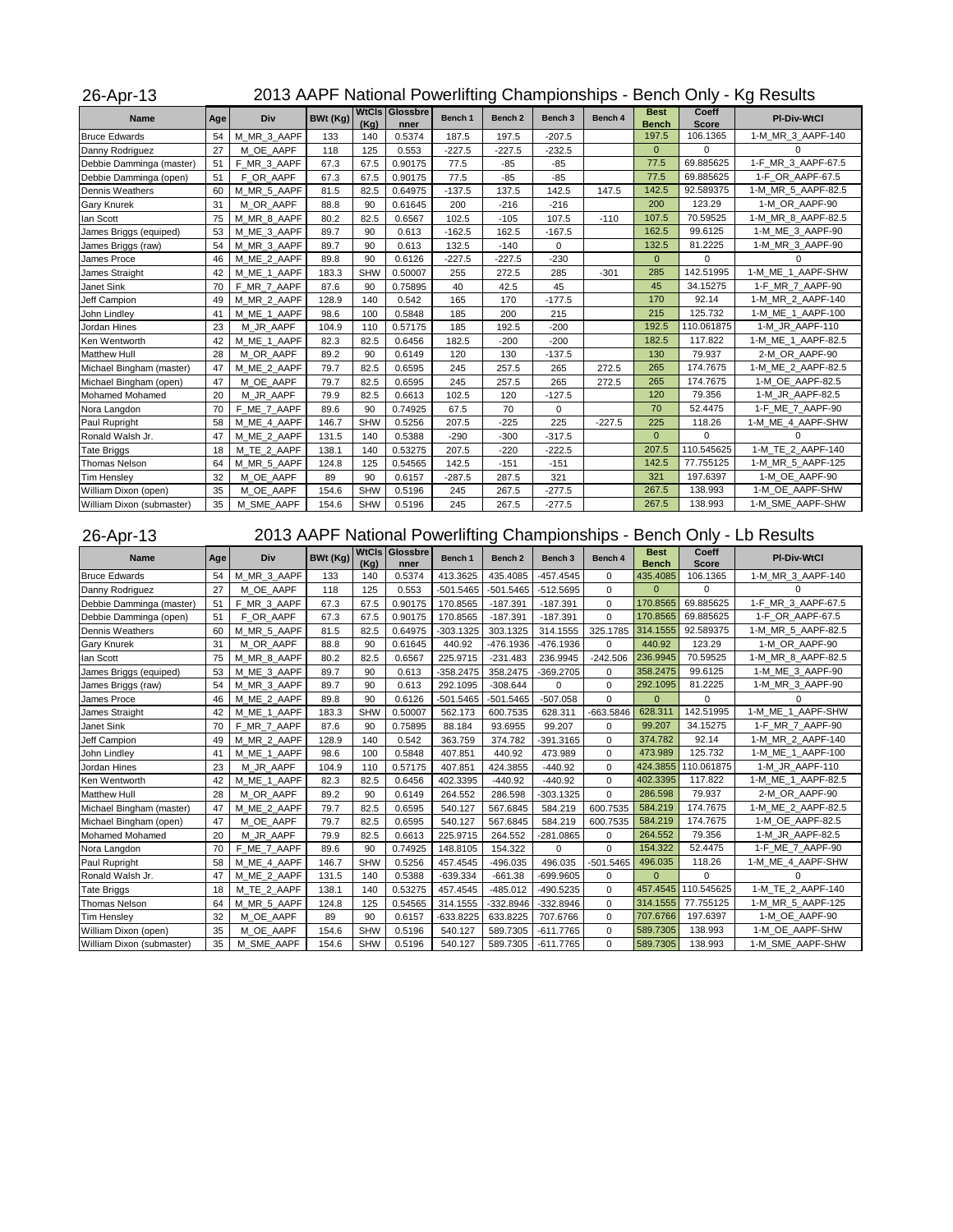26-Apr-13

# 2013 AAPF National Powerlifting Championships - Bench Only - Kg Results

| Name | Age | Div | BWt (Kg) | WtCls (Kg) | Glossbrenner | Bench 1 | Bench 2 | Bench 3 | Bench 4 | Best Bench | Coeff Score | Pl-Div-WtCl |
|---|---|---|---|---|---|---|---|---|---|---|---|---|
| Bruce Edwards | 54 | M_MR_3_AAPF | 133 | 140 | 0.5374 | 187.5 | 197.5 | -207.5 | | 197.5 | 106.1365 | 1-M_MR_3_AAPF-140 |
| Danny Rodriguez | 27 | M_OE_AAPF | 118 | 125 | 0.553 | -227.5 | -227.5 | -232.5 | | 0 | 0 | 0 |
| Debbie Damminga (master) | 51 | F_MR_3_AAPF | 67.3 | 67.5 | 0.90175 | 77.5 | -85 | -85 | | 77.5 | 69.885625 | 1-F_MR_3_AAPF-67.5 |
| Debbie Damminga (open) | 51 | F_OR_AAPF | 67.3 | 67.5 | 0.90175 | 77.5 | -85 | -85 | | 77.5 | 69.885625 | 1-F_OR_AAPF-67.5 |
| Dennis Weathers | 60 | M_MR_5_AAPF | 81.5 | 82.5 | 0.64975 | -137.5 | 137.5 | 142.5 | 147.5 | 142.5 | 92.589375 | 1-M_MR_5_AAPF-82.5 |
| Gary Knurek | 31 | M_OR_AAPF | 88.8 | 90 | 0.61645 | 200 | -216 | -216 | | 200 | 123.29 | 1-M_OR_AAPF-90 |
| Ian Scott | 75 | M_MR_8_AAPF | 80.2 | 82.5 | 0.6567 | 102.5 | -105 | 107.5 | -110 | 107.5 | 70.59525 | 1-M_MR_8_AAPF-82.5 |
| James Briggs (equiped) | 53 | M_ME_3_AAPF | 89.7 | 90 | 0.613 | -162.5 | 162.5 | -167.5 | | 162.5 | 99.6125 | 1-M_ME_3_AAPF-90 |
| James Briggs (raw) | 54 | M_MR_3_AAPF | 89.7 | 90 | 0.613 | 132.5 | -140 | 0 | | 132.5 | 81.2225 | 1-M_MR_3_AAPF-90 |
| James Proce | 46 | M_ME_2_AAPF | 89.8 | 90 | 0.6126 | -227.5 | -227.5 | -230 | | 0 | 0 | 0 |
| James Straight | 42 | M_ME_1_AAPF | 183.3 | SHW | 0.50007 | 255 | 272.5 | 285 | -301 | 285 | 142.51995 | 1-M_ME_1_AAPF-SHW |
| Janet Sink | 70 | F_MR_7_AAPF | 87.6 | 90 | 0.75895 | 40 | 42.5 | 45 | | 45 | 34.15275 | 1-F_MR_7_AAPF-90 |
| Jeff Campion | 49 | M_MR_2_AAPF | 128.9 | 140 | 0.542 | 165 | 170 | -177.5 | | 170 | 92.14 | 1-M_MR_2_AAPF-140 |
| John Lindley | 41 | M_ME_1_AAPF | 98.6 | 100 | 0.5848 | 185 | 200 | 215 | | 215 | 125.732 | 1-M_ME_1_AAPF-100 |
| Jordan Hines | 23 | M_JR_AAPF | 104.9 | 110 | 0.57175 | 185 | 192.5 | -200 | | 192.5 | 110.061875 | 1-M_JR_AAPF-110 |
| Ken Wentworth | 42 | M_ME_1_AAPF | 82.3 | 82.5 | 0.6456 | 182.5 | -200 | -200 | | 182.5 | 117.822 | 1-M_ME_1_AAPF-82.5 |
| Matthew Hull | 28 | M_OR_AAPF | 89.2 | 90 | 0.6149 | 120 | 130 | -137.5 | | 130 | 79.937 | 2-M_OR_AAPF-90 |
| Michael Bingham (master) | 47 | M_ME_2_AAPF | 79.7 | 82.5 | 0.6595 | 245 | 257.5 | 265 | 272.5 | 265 | 174.7675 | 1-M_ME_2_AAPF-82.5 |
| Michael Bingham (open) | 47 | M_OE_AAPF | 79.7 | 82.5 | 0.6595 | 245 | 257.5 | 265 | 272.5 | 265 | 174.7675 | 1-M_OE_AAPF-82.5 |
| Mohamed Mohamed | 20 | M_JR_AAPF | 79.9 | 82.5 | 0.6613 | 102.5 | 120 | -127.5 | | 120 | 79.356 | 1-M_JR_AAPF-82.5 |
| Nora Langdon | 70 | F_ME_7_AAPF | 89.6 | 90 | 0.74925 | 67.5 | 70 | 0 | | 70 | 52.4475 | 1-F_ME_7_AAPF-90 |
| Paul Rupright | 58 | M_ME_4_AAPF | 146.7 | SHW | 0.5256 | 207.5 | -225 | 225 | -227.5 | 225 | 118.26 | 1-M_ME_4_AAPF-SHW |
| Ronald Walsh Jr. | 47 | M_ME_2_AAPF | 131.5 | 140 | 0.5388 | -290 | -300 | -317.5 | | 0 | 0 | 0 |
| Tate Briggs | 18 | M_TE_2_AAPF | 138.1 | 140 | 0.53275 | 207.5 | -220 | -222.5 | | 207.5 | 110.545625 | 1-M_TE_2_AAPF-140 |
| Thomas Nelson | 64 | M_MR_5_AAPF | 124.8 | 125 | 0.54565 | 142.5 | -151 | -151 | | 142.5 | 77.755125 | 1-M_MR_5_AAPF-125 |
| Tim Hensley | 32 | M_OE_AAPF | 89 | 90 | 0.6157 | -287.5 | 287.5 | 321 | | 321 | 197.6397 | 1-M_OE_AAPF-90 |
| William Dixon (open) | 35 | M_OE_AAPF | 154.6 | SHW | 0.5196 | 245 | 267.5 | -277.5 | | 267.5 | 138.993 | 1-M_OE_AAPF-SHW |
| William Dixon (submaster) | 35 | M_SME_AAPF | 154.6 | SHW | 0.5196 | 245 | 267.5 | -277.5 | | 267.5 | 138.993 | 1-M_SME_AAPF-SHW |

26-Apr-13

# 2013 AAPF National Powerlifting Championships - Bench Only - Lb Results

| Name | Age | Div | BWt (Kg) | WtCls (Kg) | Glossbrenner | Bench 1 | Bench 2 | Bench 3 | Bench 4 | Best Bench | Coeff Score | Pl-Div-WtCl |
|---|---|---|---|---|---|---|---|---|---|---|---|---|
| Bruce Edwards | 54 | M_MR_3_AAPF | 133 | 140 | 0.5374 | 413.3625 | 435.4085 | -457.4545 | 0 | 435.4085 | 106.1365 | 1-M_MR_3_AAPF-140 |
| Danny Rodriguez | 27 | M_OE_AAPF | 118 | 125 | 0.553 | -501.5465 | -501.5465 | -512.5695 | 0 | 0 | 0 | 0 |
| Debbie Damminga (master) | 51 | F_MR_3_AAPF | 67.3 | 67.5 | 0.90175 | 170.8565 | -187.391 | -187.391 | 0 | 170.8565 | 69.885625 | 1-F_MR_3_AAPF-67.5 |
| Debbie Damminga (open) | 51 | F_OR_AAPF | 67.3 | 67.5 | 0.90175 | 170.8565 | -187.391 | -187.391 | 0 | 170.8565 | 69.885625 | 1-F_OR_AAPF-67.5 |
| Dennis Weathers | 60 | M_MR_5_AAPF | 81.5 | 82.5 | 0.64975 | -303.1325 | 303.1325 | 314.1555 | 325.1785 | 314.1555 | 92.589375 | 1-M_MR_5_AAPF-82.5 |
| Gary Knurek | 31 | M_OR_AAPF | 88.8 | 90 | 0.61645 | 440.92 | -476.1936 | -476.1936 | 0 | 440.92 | 123.29 | 1-M_OR_AAPF-90 |
| Ian Scott | 75 | M_MR_8_AAPF | 80.2 | 82.5 | 0.6567 | 225.9715 | -231.483 | 236.9945 | -242.506 | 236.9945 | 70.59525 | 1-M_MR_8_AAPF-82.5 |
| James Briggs (equiped) | 53 | M_ME_3_AAPF | 89.7 | 90 | 0.613 | -358.2475 | 358.2475 | -369.2705 | 0 | 358.2475 | 99.6125 | 1-M_ME_3_AAPF-90 |
| James Briggs (raw) | 54 | M_MR_3_AAPF | 89.7 | 90 | 0.613 | 292.1095 | -308.644 | 0 | 0 | 292.1095 | 81.2225 | 1-M_MR_3_AAPF-90 |
| James Proce | 46 | M_ME_2_AAPF | 89.8 | 90 | 0.6126 | -501.5465 | -501.5465 | -507.058 | 0 | 0 | 0 | 0 |
| James Straight | 42 | M_ME_1_AAPF | 183.3 | SHW | 0.50007 | 562.173 | 600.7535 | 628.311 | -663.5846 | 628.311 | 142.51995 | 1-M_ME_1_AAPF-SHW |
| Janet Sink | 70 | F_MR_7_AAPF | 87.6 | 90 | 0.75895 | 88.184 | 93.6955 | 99.207 | 0 | 99.207 | 34.15275 | 1-F_MR_7_AAPF-90 |
| Jeff Campion | 49 | M_MR_2_AAPF | 128.9 | 140 | 0.542 | 363.759 | 374.782 | -391.3165 | 0 | 374.782 | 92.14 | 1-M_MR_2_AAPF-140 |
| John Lindley | 41 | M_ME_1_AAPF | 98.6 | 100 | 0.5848 | 407.851 | 440.92 | 473.989 | 0 | 473.989 | 125.732 | 1-M_ME_1_AAPF-100 |
| Jordan Hines | 23 | M_JR_AAPF | 104.9 | 110 | 0.57175 | 407.851 | 424.3855 | -440.92 | 0 | 424.3855 | 110.061875 | 1-M_JR_AAPF-110 |
| Ken Wentworth | 42 | M_ME_1_AAPF | 82.3 | 82.5 | 0.6456 | 402.3395 | -440.92 | -440.92 | 0 | 402.3395 | 117.822 | 1-M_ME_1_AAPF-82.5 |
| Matthew Hull | 28 | M_OR_AAPF | 89.2 | 90 | 0.6149 | 264.552 | 286.598 | -303.1325 | 0 | 286.598 | 79.937 | 2-M_OR_AAPF-90 |
| Michael Bingham (master) | 47 | M_ME_2_AAPF | 79.7 | 82.5 | 0.6595 | 540.127 | 567.6845 | 584.219 | 600.7535 | 584.219 | 174.7675 | 1-M_ME_2_AAPF-82.5 |
| Michael Bingham (open) | 47 | M_OE_AAPF | 79.7 | 82.5 | 0.6595 | 540.127 | 567.6845 | 584.219 | 600.7535 | 584.219 | 174.7675 | 1-M_OE_AAPF-82.5 |
| Mohamed Mohamed | 20 | M_JR_AAPF | 79.9 | 82.5 | 0.6613 | 225.9715 | 264.552 | -281.0865 | 0 | 264.552 | 79.356 | 1-M_JR_AAPF-82.5 |
| Nora Langdon | 70 | F_ME_7_AAPF | 89.6 | 90 | 0.74925 | 148.8105 | 154.322 | 0 | 0 | 154.322 | 52.4475 | 1-F_ME_7_AAPF-90 |
| Paul Rupright | 58 | M_ME_4_AAPF | 146.7 | SHW | 0.5256 | 457.4545 | -496.035 | 496.035 | -501.5465 | 496.035 | 118.26 | 1-M_ME_4_AAPF-SHW |
| Ronald Walsh Jr. | 47 | M_ME_2_AAPF | 131.5 | 140 | 0.5388 | -639.334 | -661.38 | -699.9605 | 0 | 0 | 0 | 0 |
| Tate Briggs | 18 | M_TE_2_AAPF | 138.1 | 140 | 0.53275 | 457.4545 | -485.012 | -490.5235 | 0 | 457.4545 | 110.545625 | 1-M_TE_2_AAPF-140 |
| Thomas Nelson | 64 | M_MR_5_AAPF | 124.8 | 125 | 0.54565 | 314.1555 | -332.8946 | -332.8946 | 0 | 314.1555 | 77.755125 | 1-M_MR_5_AAPF-125 |
| Tim Hensley | 32 | M_OE_AAPF | 89 | 90 | 0.6157 | -633.8225 | 633.8225 | 707.6766 | 0 | 707.6766 | 197.6397 | 1-M_OE_AAPF-90 |
| William Dixon (open) | 35 | M_OE_AAPF | 154.6 | SHW | 0.5196 | 540.127 | 589.7305 | -611.7765 | 0 | 589.7305 | 138.993 | 1-M_OE_AAPF-SHW |
| William Dixon (submaster) | 35 | M_SME_AAPF | 154.6 | SHW | 0.5196 | 540.127 | 589.7305 | -611.7765 | 0 | 589.7305 | 138.993 | 1-M_SME_AAPF-SHW |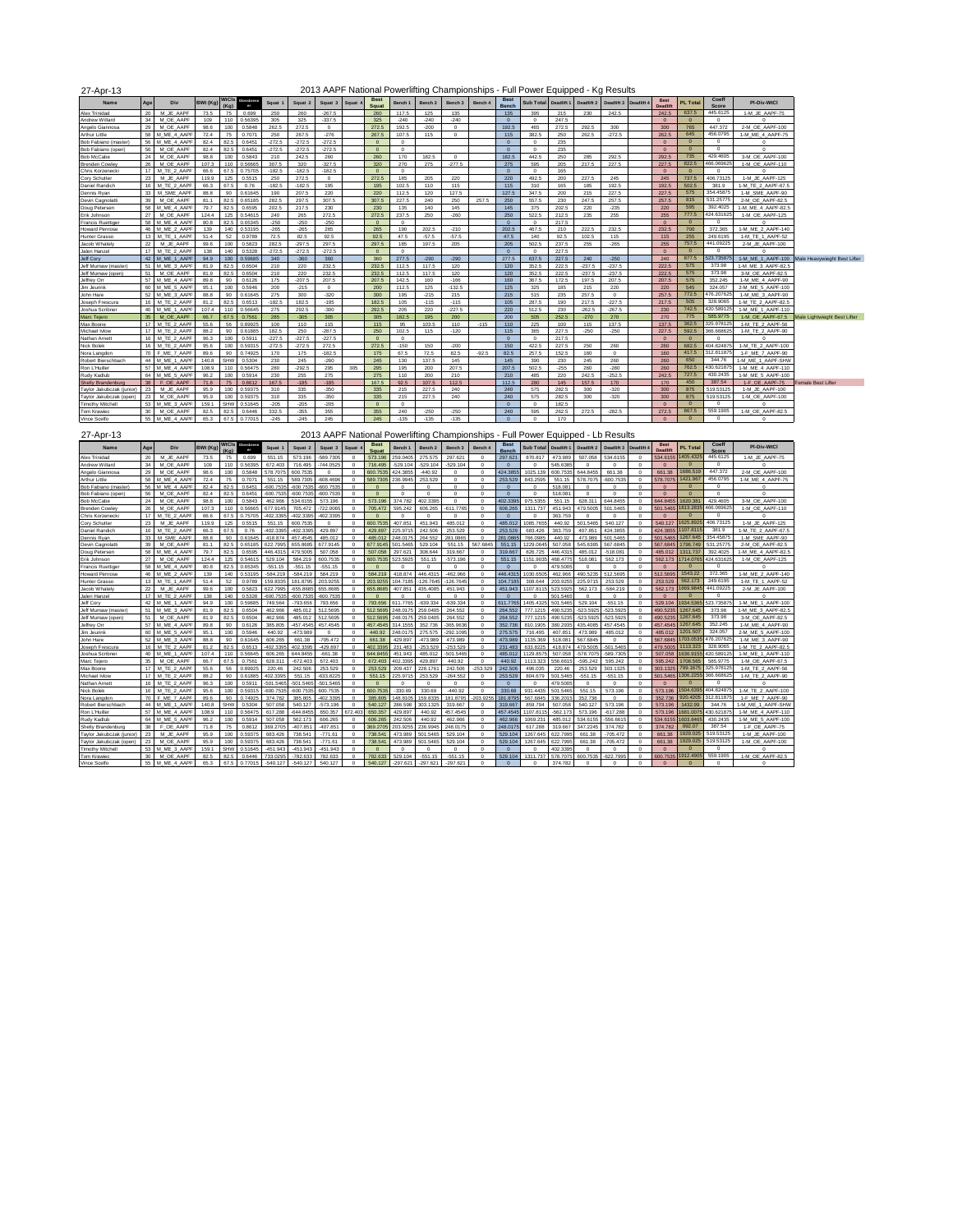27-Apr-13

## 2013 AAPF National Powerlifting Championships - Full Power Equipped - Kg Results

| Name | Age | Div | BWt (Kg) | WtCls (Kg) | Glossbrenner | Squat 1 | Squat 2 | Squat 3 | Squat 4 | Best Squat | Bench 1 | Bench 2 | Bench 3 | Bench 4 | Best Bench | Sub Total | Deadlift 1 | Deadlift 2 | Deadlift 3 | Deadlift 4 | Best Deadlift | PL Total | Coeff Score | Pl-Div-WtCl | |
|---|---|---|---|---|---|---|---|---|---|---|---|---|---|---|---|---|---|---|---|---|---|---|---|---|---|
| Alex Trinidad | 20 | M_JE_AAPF | 73.5 | 75 | 0.699 | 250 | 260 | -267.5 | | 260 | 117.5 | 125 | 135 | | 135 | 395 | 215 | 230 | 242.5 | | 242.5 | 637.5 | 445.6125 | 1-M_JE_AAPF-75 | |
| Andrew Willard | 34 | M_OE_AAPF | 109 | 110 | 0.56395 | 305 | 325 | -317.5 | | 325 | -240 | -240 | -240 | | 0 | 0 | 247.5 | | | | 0 | 0 | 0 | | |
| Angelo Giannosa | 29 | M_OE_AAPF | 98.6 | 100 | 0.5848 | 262.5 | 272.5 | 0 | | 272.5 | 192.5 | -200 | 0 | | 192.5 | 465 | 272.5 | 292.5 | 300 | | 300 | 765 | 447.372 | 2-M_OE_AAPF-100 | |
| Arthur Little | 58 | M_ME_4_AAPF | 72.4 | 75 | 0.7071 | 250 | 267.5 | -276 | | 267.5 | 107.5 | 115 | 0 | | 115 | 382.5 | 250 | 262.5 | -272.5 | | 262.5 | 645 | 456.0795 | 1-M_ME_4_AAPF-75 | |
| Bob Fabiano (master) | 56 | M_ME_4_AAPF | 82.4 | 82.5 | 0.6451 | -272.5 | -272.5 | -272.5 | | 0 | 0 | | | | 0 | 0 | 235 | | | | 0 | 0 | 0 | | |
| Bob Fabiano (open) | 56 | M_OE_AAPF | 82.4 | 82.5 | 0.6451 | -272.5 | -272.5 | -272.5 | | 0 | 0 | | | | 0 | 0 | 235 | | | | 0 | 0 | 0 | | |
| Bob McCabe | 24 | M_OE_AAPF | 98.8 | 100 | 0.5843 | 210 | 242.5 | 260 | | 260 | 170 | 182.5 | 0 | | 182.5 | 442.5 | 250 | 285 | 292.5 | | 292.5 | 735 | 429.4605 | 3-M_OE_AAPF-100 | |
| Brenden Cowley | 26 | M_OE_AAPF | 107.3 | 110 | 0.56665 | 307.5 | 320 | -327.5 | | 320 | 270 | 275 | -277.5 | | 275 | 595 | 205 | 217.5 | 227.5 | | 227.5 | 822.5 | 466.069625 | 1-M_OE_AAPF-110 | |
| Chris Korzenecki | 17 | M_TE_2_AAPF | 66.6 | 67.5 | 0.75705 | -182.5 | -182.5 | -182.5 | | 0 | 0 | | | | 0 | 0 | 165 | | | | 0 | 0 | 0 | | |
| Cory Schutter | 23 | M_JE_AAPF | 119.9 | 125 | 0.5515 | 250 | 272.5 | 0 | | 272.5 | 185 | 205 | 220 | | 220 | 492.5 | 200 | 227.5 | 245 | | 245 | 737.5 | 406.73125 | 1-M_JE_AAPF-125 | |
| Daniel Randich | 16 | M_TE_2_AAPF | 66.3 | 67.5 | 0.76 | -182.5 | -182.5 | 195 | | 195 | 102.5 | 110 | 115 | | 115 | 310 | 165 | 185 | 192.5 | | 192.5 | 502.5 | 381.9 | 1-M_TE_2_AAPF-67.5 | |
| Dennis Ryan | 33 | M_SME_AAPF | 88.8 | 90 | 0.61645 | 190 | 207.5 | 220 | | 220 | 112.5 | 120 | 127.5 | | 127.5 | 347.5 | 200 | 215 | 227.5 | | 227.5 | 575 | 354.45875 | 1-M_SME_AAPF-90 | |
| Devin Cagnolatti | 39 | M_OE_AAPF | 81.1 | 82.5 | 0.65185 | 282.5 | 297.5 | 307.5 | | 307.5 | 227.5 | 240 | 250 | 257.5 | 250 | 557.5 | 230 | 247.5 | 257.5 | | 257.5 | 815 | 531.25775 | 2-M_OE_AAPF-82.5 | |
| Doug Petersen | 50 | M_ME_4_AAPF | 79.7 | 82.5 | 0.6595 | 202.5 | 217.5 | 230 | | 230 | 135 | 140 | 145 | | 145 | 375 | 202.5 | 220 | -235 | | 220 | 595 | 392.4025 | 1-M_ME_4_AAPF-82.5 | |
| Erik Johnson | 27 | M_OE_AAPF | 124.4 | 125 | 0.54615 | 240 | 265 | 272.5 | | 272.5 | 237.5 | 250 | -260 | | 250 | 522.5 | 212.5 | 235 | 255 | | 255 | 777.5 | 424.631625 | 1-M_OE_AAPF-125 | |
| Francis Ruettiger | 58 | M_ME_4_AAPF | 80.8 | 82.5 | 0.65345 | -250 | -250 | -250 | | 0 | 0 | | | | 0 | 0 | 217.5 | | | | 0 | 0 | 0 | | |
| Howard Penrose | 46 | M_ME_2_AAPF | 139 | 140 | 0.53195 | -265 | 265 | 265 | | 265 | 190 | 202.5 | -210 | | 202.5 | 467.5 | 210 | 232.5 | 232.5 | | 232.5 | 700 | 372.365 | 1-M_ME_2_AAPF-140 | |
| Hunter Grasso | 13 | M_TE_1_AAPF | 51.4 | 52 | 0.9789 | 72.5 | 82.5 | 92.5 | | 92.5 | 47.5 | -57.5 | -57.5 | | 47.5 | 140 | 92.5 | 102.5 | 115 | | 115 | 255 | 249.6195 | 1-M_TE_1_AAPF-52 | |
| Jacob Whately | 22 | M_JE_AAPF | 99.6 | 100 | 0.5823 | 282.5 | -297.5 | 297.5 | | 297.5 | 185 | 197.5 | 205 | | 205 | 502.5 | 237.5 | 255 | -265 | | 255 | 757.5 | 441.09225 | 2-M_JE_AAPF-100 | |
| Jalen Hanzel | 17 | M_TE_2_AAPF | 138 | 140 | 0.5328 | -272.5 | -272.5 | -272.5 | | 0 | 0 | | | | 0 | 0 | 227.5 | | | | 0 | 0 | 0 | | |
| Jeff Cory | 42 | M_ME_1_AAPF | 94.9 | 100 | 0.59685 | 340 | -360 | 360 | | 360 | 277.5 | -290 | -290 | | 277.5 | 637.5 | 227.5 | 240 | -250 | | 240 | 877.5 | 523.735875 | 1-M_ME_1_AAPF-100 | Male Heavyweight Best Lifter |
| Jeff Mumaw (master) | 51 | M_ME_3_AAPF | 81.9 | 82.5 | 0.6504 | 210 | 220 | 232.5 | | 232.5 | 112.5 | 117.5 | 120 | | 120 | 352.5 | 222.5 | -237.5 | -237.5 | | 222.5 | 575 | 373.98 | 1-M_ME_3_AAPF-82.5 | |
| Jeff Mumaw (open) | 51 | M_OE_AAPF | 81.9 | 82.5 | 0.6504 | 210 | 220 | 232.5 | | 232.5 | 112.5 | 117.5 | 120 | | 120 | 352.5 | 222.5 | -237.5 | -237.5 | | 222.5 | 575 | 373.98 | 3-M_OE_AAPF-82.5 | |
| Jeffrey Orr | 57 | M_ME_4_AAPF | 89.8 | 90 | 0.6126 | 175 | -207.5 | 207.5 | | 207.5 | 142.5 | 160 | -166 | | 160 | 367.5 | 172.5 | 197.5 | 207.5 | | 207.5 | 575 | 352.245 | 1-M_ME_4_AAPF-90 | |
| Jim Jeurink | 60 | M_ME_5_AAPF | 95.1 | 100 | 0.5946 | 200 | -215 | 0 | | 200 | 112.5 | 125 | -132.5 | | 125 | 325 | 185 | 215 | 220 | | 220 | 545 | 324.057 | 2-M_ME_5_AAPF-100 | |
| John Hare | 52 | M_ME_3_AAPF | 88.8 | 90 | 0.61645 | 275 | 300 | -320 | | 300 | 195 | -215 | 215 | | 215 | 515 | 235 | 257.5 | 0 | | 257.5 | 772.5 | 476.207625 | 1-M_ME_3_AAPF-90 | |
| Joseph Frescura | 16 | M_TE_2_AAPF | 81.2 | 82.5 | 0.6513 | -182.5 | 182.5 | -195 | | 182.5 | 105 | -115 | -115 | | 105 | 287.5 | 190 | 217.5 | -227.5 | | 217.5 | 505 | 328.9065 | 1-M_TE_2_AAPF-82.5 | |
| Joshua Scribner | 40 | M_ME_1_AAPF | 107.4 | 110 | 0.56645 | 275 | 292.5 | -300 | | 292.5 | 205 | 220 | -227.5 | | 220 | 512.5 | 230 | -262.5 | 267.5 | | 267.5 | 742.5 | 420.589125 | 1-M_ME_1_AAPF-110 | |
| Marc Tejero | 35 | M_OE_AAPF | 66.7 | 67.5 | 0.7561 | 285 | -305 | 305 | | 305 | 182.5 | 195 | 200 | | 200 | 505 | 252.5 | -270 | 270 | | 270 | 775 | 585.9775 | 1-M_OE_AAPF-67.5 | Male Lightweight Best Lifter |
| Max Boone | 17 | M_TE_2_AAPF | 55.6 | 56 | 0.89925 | 100 | 110 | 115 | | 115 | 95 | 103.5 | 110 | -115 | 110 | 225 | 100 | 115 | 137.5 | | 137.5 | 362.5 | 325.978125 | 1-M_TE_2_AAPF-56 | |
| Michael Wow | 17 | M_TE_2_AAPF | 88.2 | 90 | 0.61885 | 182.5 | 250 | -287.5 | | 250 | 102.5 | 115 | -120 | | 115 | 365 | 227.5 | -250 | -250 | | 227.5 | 592.5 | 366.668625 | 1-M_TE_2_AAPF-90 | |
| Nathan Arnett | 16 | M_TE_2_AAPF | 96.3 | 100 | 0.5911 | -227.5 | -227.5 | -227.5 | | 0 | 0 | | | | 0 | 0 | 217.5 | | | | 0 | 0 | 0 | | |
| Nick Bolek | 16 | M_TE_2_AAPF | 95.6 | 100 | 0.59315 | -272.5 | -272.5 | 272.5 | | 272.5 | -150 | 150 | -200 | | 150 | 422.5 | 227.5 | 250 | 260 | | 260 | 682.5 | 404.824875 | 1-M_TE_2_AAPF-100 | |
| Nora Langdon | 70 | F_ME_7_AAPF | 89.6 | 90 | 0.74925 | 170 | 175 | -182.5 | | 175 | 67.5 | 72.5 | 82.5 | -92.5 | 82.5 | 257.5 | 152.5 | 160 | 0 | | 160 | 417.5 | 312.811875 | 1-F_ME_7_AAPF-90 | |
| Robert Bierschbach | 44 | M_ME_1_AAPF | 140.8 | SHW | 0.5304 | 230 | 245 | -260 | | 245 | 130 | 137.5 | 145 | | 145 | 390 | 230 | 245 | 260 | | 260 | 650 | 344.76 | 1-M_ME_1_AAPF-SHW | |
| Ron L'Huiller | 57 | M_ME_4_AAPF | 108.9 | 110 | 0.56475 | 280 | -292.5 | 295 | 305 | 295 | 195 | 200 | 207.5 | | 207.5 | 502.5 | -255 | 260 | -280 | | 260 | 762.5 | 430.621875 | 1-M_ME_4_AAPF-110 | |
| Rudy Kadlub | 64 | M_ME_5_AAPF | 96.2 | 100 | 0.5914 | 230 | 255 | 275 | | 275 | 110 | 200 | 210 | | 210 | 485 | 220 | 242.5 | -252.5 | | 242.5 | 727.5 | 430.2435 | 1-M_ME_5_AAPF-100 | |
| Shelly Brandenburg | 38 | F_OE_AAPF | 71.8 | 75 | 0.8612 | 167.5 | -185 | -185 | | 167.5 | 92.5 | 107.5 | 112.5 | | 112.5 | 280 | 145 | 157.5 | 170 | | 170 | 450 | 387.54 | 1-F_OE_AAPF-75 | Female Best Lifter |
| Taylor Jakubczak (junior) | 23 | M_JE_AAPF | 95.9 | 100 | 0.59375 | 310 | 335 | -350 | | 335 | 215 | 227.5 | 240 | | 240 | 575 | 282.5 | 300 | -320 | | 300 | 875 | 519.53125 | 1-M_JE_AAPF-100 | |
| Taylor Jakubczak (open) | 23 | M_OE_AAPF | 95.9 | 100 | 0.59375 | 310 | 335 | -350 | | 335 | 215 | 227.5 | 240 | | 240 | 575 | 282.5 | 300 | -320 | | 300 | 875 | 519.53125 | 1-M_OE_AAPF-100 | |
| Timothy Mitchell | 53 | M_ME_3_AAPF | 159.1 | SHW | 0.51645 | -205 | -205 | -205 | | 0 | 0 | | | | 0 | 0 | 182.5 | | | | 0 | 0 | 0 | | |
| Tom Krawec | 30 | M_OE_AAPF | 82.5 | 82.5 | 0.6446 | 332.5 | -355 | 355 | | 355 | 240 | -250 | -250 | | 240 | 595 | 262.5 | 272.5 | -282.5 | | 272.5 | 867.5 | 559.1905 | 1-M_OE_AAPF-82.5 | |
| Vince Scelfo | 55 | M_ME_4_AAPF | 65.3 | 67.5 | 0.77015 | -245 | -245 | 245 | | 245 | -135 | -135 | -135 | | 0 | 0 | 170 | | | | 0 | 0 | 0 | | |

27-Apr-13

## 2013 AAPF National Powerlifting Championships - Full Power Equipped - Lb Results

| Name | Age | Div | BWt (Kg) | WtCls (Kg) | Glossbrenner | Squat 1 | Squat 2 | Squat 3 | Squat 4 | Best Squat | Bench 1 | Bench 2 | Bench 3 | Bench 4 | Best Bench | Sub Total | Deadlift 1 | Deadlift 2 | Deadlift 3 | Deadlift 4 | Best Deadlift | PL Total | Coeff Score | Pl-Div-WtCl |
|---|---|---|---|---|---|---|---|---|---|---|---|---|---|---|---|---|---|---|---|---|---|---|---|---|
| Alex Trinidad | 20 | M_JE_AAPF | 73.5 | 75 | 0.699 | 551.15 | 573.196 | -589.7305 | 0 | 573.196 | 259.0405 | 275.575 | 297.621 | 0 | 297.621 | 870.817 | 473.989 | 507.058 | 534.6155 | 0 | 534.6155 | 1405.4325 | 445.6125 | 1-M_JE_AAPF-75 |
| Andrew Willard | 34 | M_OE_AAPF | 109 | 110 | 0.56395 | 672.403 | 716.495 | -744.0525 | 0 | 716.495 | -529.104 | -529.104 | -529.104 | 0 | 0 | 0 | 545.6385 | 0 | 0 | 0 | 0 | 0 | 0 | 0 |
| Angelo Giannosa | 29 | M_OE_AAPF | 98.6 | 100 | 0.5848 | 578.7075 | 600.7535 | 0 | 0 | 600.7535 | 424.3855 | -440.92 | 0 | 0 | 424.3855 | 1025.139 | 600.7535 | 644.8455 | 661.38 | 0 | 661.38 | 1686.519 | 447.372 | 2-M_OE_AAPF-100 |
| Arthur Little | 58 | M_ME_4_AAPF | 72.4 | 75 | 0.7071 | 551.15 | 589.7305 | -608.4696 | 0 | 589.7305 | 236.9945 | 253.529 | 0 | 0 | 253.529 | 843.2595 | 551.15 | 578.7075 | -600.7535 | 0 | 578.7075 | 1421.967 | 456.0795 | 1-M_ME_4_AAPF-75 |
| Bob Fabiano (master) | 56 | M_ME_4_AAPF | 82.4 | 82.5 | 0.6451 | -600.7535 | -600.7535 | -600.7535 | 0 | 0 | 0 | 0 | 0 | 0 | 0 | 0 | 518.081 | 0 | 0 | 0 | 0 | 0 | 0 | 0 |
| Bob Fabiano (open) | 56 | M_OE_AAPF | 82.4 | 82.5 | 0.6451 | -600.7535 | -600.7535 | -600.7535 | 0 | 0 | 0 | 0 | 0 | 0 | 0 | 0 | 518.081 | 0 | 0 | 0 | 0 | 0 | 0 | 0 |
| Bob McCabe | 24 | M_OE_AAPF | 98.8 | 100 | 0.5843 | 462.966 | 534.6155 | 573.196 | 0 | 573.196 | 374.782 | 402.3395 | 0 | 0 | 402.3395 | 975.5355 | 551.15 | 628.311 | 644.8455 | 0 | 644.8455 | 1620.381 | 429.4605 | 3-M_OE_AAPF-100 |
| Brenden Cowley | 26 | M_OE_AAPF | 107.3 | 110 | 0.56665 | 677.9145 | 705.472 | -722.0065 | 0 | 705.472 | 595.242 | 606.265 | -611.7765 | 0 | 606.265 | 1311.737 | 451.943 | 479.5005 | 501.5465 | 0 | 501.5465 | 1813.2835 | 466.069625 | 1-M_OE_AAPF-110 |
| Chris Korzenecki | 17 | M_TE_2_AAPF | 66.6 | 67.5 | 0.75705 | -402.3395 | -402.3395 | -402.3395 | 0 | 0 | 0 | 0 | 0 | 0 | 0 | 0 | 363.759 | 0 | 0 | 0 | 0 | 0 | 0 | 0 |
| Cory Schutter | 23 | M_JE_AAPF | 119.9 | 125 | 0.5515 | 551.15 | 600.7535 | 0 | 0 | 600.7535 | 407.851 | 451.943 | 485.012 | 0 | 485.012 | 1085.7655 | 440.92 | 501.5465 | 540.127 | 0 | 540.127 | 1625.8925 | 406.73125 | 1-M_JE_AAPF-125 |
| Daniel Randich | 16 | M_TE_2_AAPF | 66.3 | 67.5 | 0.76 | -402.3395 | -402.3395 | 429.897 | 0 | 429.897 | 225.9715 | 242.506 | 253.529 | 0 | 253.529 | 683.426 | 363.759 | 407.851 | 424.3855 | 0 | 424.3855 | 1107.8115 | 381.9 | 1-M_TE_2_AAPF-67.5 |
| Dennis Ryan | 33 | M_SME_AAPF | 88.8 | 90 | 0.61645 | 418.874 | 457.4545 | 485.012 | 0 | 485.012 | 248.0175 | 264.552 | 281.0865 | 0 | 281.0865 | 766.0985 | 440.92 | 473.989 | 501.5465 | 0 | 501.5465 | 1267.645 | 354.45875 | 1-M_SME_AAPF-90 |
| Devin Cagnolatti | 39 | M_OE_AAPF | 81.1 | 82.5 | 0.65185 | 622.7995 | 655.8685 | 677.9145 | 0 | 677.9145 | 501.5465 | 529.104 | 551.15 | 567.6845 | 551.15 | 1229.0645 | 507.058 | 545.6385 | 567.6845 | 0 | 567.6845 | 1796.749 | 531.25775 | 2-M_OE_AAPF-82.5 |
| Doug Petersen | 50 | M_ME_4_AAPF | 79.7 | 82.5 | 0.6595 | 446.4315 | 479.5005 | 507.058 | 0 | 507.058 | 297.621 | 308.644 | 319.667 | 0 | 319.667 | 826.725 | 446.4315 | 485.012 | -518.081 | 0 | 485.012 | 1311.737 | 392.4025 | 1-M_ME_4_AAPF-82.5 |
| Erik Johnson | 27 | M_OE_AAPF | 124.4 | 125 | 0.54615 | 529.104 | 584.219 | 600.7535 | 0 | 600.7535 | 523.5925 | 551.15 | -573.196 | 0 | 551.15 | 1151.9035 | 468.4775 | 518.081 | 562.173 | 0 | 562.173 | 1714.0765 | 424.631625 | 1-M_OE_AAPF-125 |
| Francis Ruettiger | 58 | M_ME_4_AAPF | 80.8 | 82.5 | 0.65345 | -551.15 | -551.15 | -551.15 | 0 | 0 | 0 | 0 | 0 | 0 | 0 | 0 | 479.5005 | 0 | 0 | 0 | 0 | 0 | 0 | 0 |
| Howard Penrose | 46 | M_ME_2_AAPF | 139 | 140 | 0.53195 | -584.219 | 584.219 | 584.219 | 0 | 584.219 | 418.874 | 446.4315 | -462.966 | 0 | 446.4315 | 1030.6505 | 462.966 | 512.5695 | 512.5695 | 0 | 512.5695 | 1543.22 | 372.365 | 1-M_ME_2_AAPF-140 |
| Hunter Grasso | 13 | M_TE_1_AAPF | 51.4 | 52 | 0.9789 | 159.8335 | 181.8795 | 203.9255 | 0 | 203.9255 | 104.7185 | -126.7645 | -126.7645 | 0 | 104.7185 | 308.644 | 203.9255 | 225.9715 | 253.529 | 0 | 253.529 | 562.173 | 249.6195 | 1-M_TE_1_AAPF-52 |
| Jacob Whately | 22 | M_JE_AAPF | 99.6 | 100 | 0.5823 | 622.7995 | -655.8685 | 655.8685 | 0 | 655.8685 | 407.851 | 435.4085 | 451.943 | 0 | 451.943 | 1107.8115 | 523.5925 | 562.173 | -584.219 | 0 | 562.173 | 1669.9845 | 441.09225 | 2-M_JE_AAPF-100 |
| Jalen Hanzel | 17 | M_TE_2_AAPF | 138 | 140 | 0.5328 | -600.7535 | -600.7535 | -600.7535 | 0 | 0 | 0 | 0 | 0 | 0 | 0 | 0 | 501.5465 | 0 | 0 | 0 | 0 | 0 | 0 | 0 |
| Jeff Cory | 42 | M_ME_1_AAPF | 94.9 | 100 | 0.59685 | 749.564 | -793.656 | 793.656 | 0 | 793.656 | 611.7765 | -639.334 | -639.334 | 0 | 611.7765 | 1405.4325 | 501.5465 | 529.104 | -551.15 | 0 | 529.104 | 1934.5365 | 523.735875 | 1-M_ME_1_AAPF-100 |
| Jeff Mumaw (master) | 51 | M_ME_3_AAPF | 81.9 | 82.5 | 0.6504 | 462.966 | 485.012 | 512.5695 | 0 | 512.5695 | 248.0175 | 259.0405 | 264.552 | 0 | 264.552 | 777.1215 | 490.5235 | -523.5925 | -523.5925 | 0 | 490.5235 | 1267.645 | 373.98 | 1-M_ME_3_AAPF-82.5 |
| Jeff Mumaw (open) | 51 | M_OE_AAPF | 81.9 | 82.5 | 0.6504 | 462.966 | 485.012 | 512.5695 | 0 | 512.5695 | 248.0175 | 259.0405 | 264.552 | 0 | 264.552 | 777.1215 | 490.5235 | -523.5925 | -523.5925 | 0 | 490.5235 | 1267.645 | 373.98 | 3-M_OE_AAPF-82.5 |
| Jeffrey Orr | 57 | M_ME_4_AAPF | 89.8 | 90 | 0.6126 | 385.805 | -457.4545 | 457.4545 | 0 | 457.4545 | 314.1555 | 352.736 | -365.9636 | 0 | 352.736 | 810.1905 | 380.2935 | 435.4085 | 457.4545 | 0 | 457.4545 | 1267.645 | 352.245 | 1-M_ME_4_AAPF-90 |
| Jim Jeurink | 60 | M_ME_5_AAPF | 95.1 | 100 | 0.5946 | 440.92 | -473.989 | 0 | 0 | 440.92 | 248.0175 | 275.575 | -292.1095 | 0 | 275.575 | 716.495 | 407.851 | 473.989 | 485.012 | 0 | 485.012 | 1201.507 | 324.057 | 2-M_ME_5_AAPF-100 |
| John Hare | 52 | M_ME_3_AAPF | 88.8 | 90 | 0.61645 | 606.265 | 661.38 | -705.472 | 0 | 661.38 | 429.897 | -473.989 | 473.989 | 0 | 473.989 | 1135.369 | 518.081 | 567.6845 | 0 | 0 | 567.6845 | 1703.0535 | 476.207625 | 1-M_ME_3_AAPF-90 |
| Joseph Frescura | 16 | M_TE_2_AAPF | 81.2 | 82.5 | 0.6513 | -402.3395 | 402.3395 | -429.897 | 0 | 402.3395 | 231.483 | -253.529 | -253.529 | 0 | 231.483 | 633.8225 | 418.874 | 479.5005 | -501.5465 | 0 | 479.5005 | 1113.323 | 328.9065 | 1-M_TE_2_AAPF-82.5 |
| Joshua Scribner | 40 | M_ME_1_AAPF | 107.4 | 110 | 0.56645 | 606.265 | 644.8455 | -661.38 | 0 | 644.8455 | 451.943 | 485.012 | -501.5465 | 0 | 485.012 | 1129.8575 | 507.058 | -578.7075 | 589.7305 | 0 | 589.7305 | 1636.9155 | 420.589125 | 1-M_ME_1_AAPF-110 |
| Marc Tejero | 35 | M_OE_AAPF | 66.7 | 67.5 | 0.7561 | 628.311 | -672.403 | 672.403 | 0 | 672.403 | 402.3395 | 429.897 | 440.92 | 0 | 440.92 | 1113.323 | 556.6615 | -595.242 | 595.242 | 0 | 595.242 | 1708.565 | 585.9775 | 1-M_OE_AAPF-67.5 |
| Max Boone | 17 | M_TE_2_AAPF | 55.6 | 56 | 0.89925 | 220.46 | 242.506 | 253.529 | 0 | 253.529 | 209.437 | 228.1761 | 242.506 | -253.529 | 242.506 | 496.035 | 220.46 | 253.529 | 303.1325 | 0 | 303.1325 | 799.1675 | 325.978125 | 1-M_TE_2_AAPF-56 |
| Michael Wow | 17 | M_TE_2_AAPF | 88.2 | 90 | 0.61885 | 402.3395 | 551.15 | -633.8225 | 0 | 551.15 | 225.9715 | 253.529 | -264.552 | 0 | 253.529 | 804.679 | 501.5465 | -551.15 | -551.15 | 0 | 501.5465 | 1306.2255 | 366.668625 | 1-M_TE_2_AAPF-90 |
| Nathan Arnett | 16 | M_TE_2_AAPF | 96.3 | 100 | 0.5911 | -501.5465 | -501.5465 | -501.5465 | 0 | 0 | 0 | 0 | 0 | 0 | 0 | 0 | 479.5005 | 0 | 0 | 0 | 0 | 0 | 0 | 0 |
| Nick Bolek | 16 | M_TE_2_AAPF | 95.6 | 100 | 0.59315 | -600.7535 | -600.7535 | 600.7535 | 0 | 600.7535 | -330.69 | 330.69 | -440.92 | 0 | 330.69 | 931.4435 | 501.5465 | 551.15 | 573.196 | 0 | 573.196 | 1504.6395 | 404.824875 | 1-M_TE_2_AAPF-100 |
| Nora Langdon | 70 | F_ME_7_AAPF | 89.6 | 90 | 0.74925 | 374.782 | 385.805 | -402.3395 | 0 | 385.805 | 148.8105 | 159.8335 | 181.8795 | -203.9255 | 181.8795 | 567.6845 | 336.2015 | 352.736 | 0 | 0 | 352.736 | 920.4205 | 312.811875 | 1-F_ME_7_AAPF-90 |
| Robert Bierschbach | 44 | M_ME_1_AAPF | 140.8 | SHW | 0.5304 | 507.058 | 540.127 | -573.196 | 0 | 540.127 | 286.598 | 303.1325 | 319.667 | 0 | 319.667 | 859.794 | 507.058 | 540.127 | 573.196 | 0 | 573.196 | 1432.99 | 344.76 | 1-M_ME_1_AAPF-SHW |
| Ron L'Huiller | 57 | M_ME_4_AAPF | 108.9 | 110 | 0.56475 | 617.288 | -644.8455 | 650.357 | 672.403 | 650.357 | 429.897 | 440.92 | 457.4545 | 0 | 457.4545 | 1107.8115 | -562.173 | 573.196 | -617.288 | 0 | 573.196 | 1681.0075 | 430.621875 | 1-M_ME_4_AAPF-110 |
| Rudy Kadlub | 64 | M_ME_5_AAPF | 96.2 | 100 | 0.5914 | 507.058 | 562.173 | 606.265 | 0 | 606.265 | 242.506 | 440.92 | 462.966 | 0 | 462.966 | 1069.231 | 485.012 | 534.6155 | -556.6615 | 0 | 534.6155 | 1603.8465 | 430.2435 | 1-M_ME_5_AAPF-100 |
| Shelly Brandenburg | 38 | F_OE_AAPF | 71.8 | 75 | 0.8612 | 369.2705 | -407.851 | -407.851 | 0 | 369.2705 | 203.9255 | 236.9945 | 248.0175 | 0 | 248.0175 | 617.288 | 319.667 | 347.2245 | 374.782 | 0 | 374.782 | 992.07 | 387.54 | 1-F_OE_AAPF-75 |
| Taylor Jakubczak (junior) | 23 | M_JE_AAPF | 95.9 | 100 | 0.59375 | 683.426 | 738.541 | -771.61 | 0 | 738.541 | 473.989 | 501.5465 | 529.104 | 0 | 529.104 | 1267.645 | 622.7995 | 661.38 | -705.472 | 0 | 661.38 | 1929.025 | 519.53125 | 1-M_JE_AAPF-100 |
| Taylor Jakubczak (open) | 23 | M_OE_AAPF | 95.9 | 100 | 0.59375 | 683.426 | 738.541 | -771.61 | 0 | 738.541 | 473.989 | 501.5465 | 529.104 | 0 | 529.104 | 1267.645 | 622.7995 | 661.38 | -705.472 | 0 | 661.38 | 1929.025 | 519.53125 | 1-M_OE_AAPF-100 |
| Timothy Mitchell | 53 | M_ME_3_AAPF | 159.1 | SHW | 0.51645 | -451.943 | -451.943 | -451.943 | 0 | 0 | 0 | 0 | 0 | 0 | 0 | 0 | 402.3395 | 0 | 0 | 0 | 0 | 0 | 0 | 0 |
| Tom Krawec | 30 | M_OE_AAPF | 82.5 | 82.5 | 0.6446 | 733.0295 | -782.633 | 782.633 | 0 | 782.633 | 529.104 | -551.15 | -551.15 | 0 | 529.104 | 1311.737 | 578.7075 | 600.7535 | -622.7995 | 0 | 600.7535 | 1912.4905 | 559.1905 | 1-M_OE_AAPF-82.5 |
| Vince Scelfo | 55 | M_ME_4_AAPF | 65.3 | 67.5 | 0.77015 | -540.127 | -540.127 | 540.127 | 0 | 540.127 | -297.621 | -297.621 | -297.621 | 0 | 0 | 0 | 374.782 | 0 | 0 | 0 | 0 | 0 | 0 | 0 |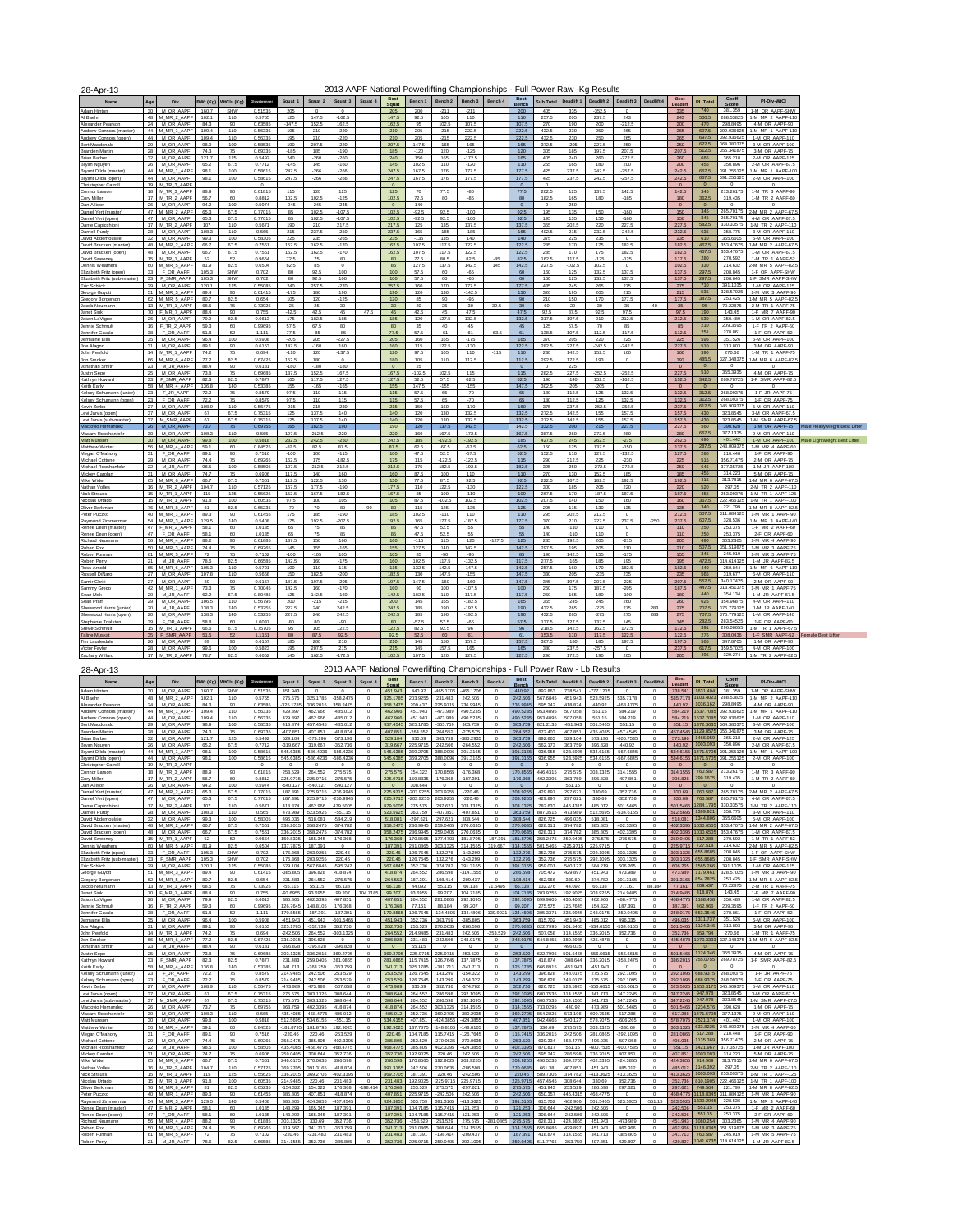28-Apr-13

# 2013 AAPF National Powerlifting Championships - Full Power Raw -Kg Results

| Name | Age | Div | BWt (Kg) | WtCls (Kg) | Glossbrenner | Squat 1 | Squat 2 | Squat 3 | Squat 4 | Best Squat | Bench 1 | Bench 2 | Bench 3 | Bench 4 | Best Bench | Sub Total | Deadlift 1 | Deadlift 2 | Deadlift 3 | Deadlift 4 | Best Deadlift | PL Total | Coeff Score | Pl-Div-WtCl | |
|---|---|---|---|---|---|---|---|---|---|---|---|---|---|---|---|---|---|---|---|---|---|---|---|---|---|
| Adam Hinton | 30 | M_OR_AAPF | 160.7 | SHW | 0.51535 | 205 | 0 | 0 | | 205 | 200 | -211 | -211 | | 200 | 405 | 335 | -352.5 | 0 | | 335 | 740 | 381.359 | 1-M_OR_AAPF-SHW | |
| Al Baehr | 48 | M_MR_2_AAPF | 102.1 | 110 | 0.5765 | 125 | 147.5 | -162.5 | | 147.5 | 92.5 | 105 | 110 | | 110 | 257.5 | 205 | 237.5 | 243 | | 243 | 500.5 | 288.53825 | 1-M_MR_2_AAPF-110 | |
| Alexander Pearson | 24 | M_OR_AAPF | 84.3 | 90 | 0.63585 | -147.5 | 152.5 | 162.5 | | 162.5 | 95 | 102.5 | 107.5 | | 107.5 | 270 | 190 | 200 | -212.5 | | 200 | 470 | 298.8495 | 4-M_OR_AAPF-90 | |
| Andrew Connors (master) | 44 | M_MR_1_AAPF | 109.4 | 110 | 0.56335 | 195 | 210 | -220 | | 210 | 205 | -215 | 222.5 | | 222.5 | 432.5 | 230 | 250 | 265 | | 265 | 697.5 | 392.936625 | 1-M_MR_1_AAPF-110 | |
| Andrew Connors (open) | 44 | M_OR_AAPF | 109.4 | 110 | 0.56335 | 195 | 210 | -220 | | 210 | 205 | -215 | 222.5 | | 222.5 | 432.5 | 230 | 250 | 265 | | 265 | 697.5 | 392.936625 | 1-M_OR_AAPF-110 | |
| Bert Macdonald | 29 | M_OR_AAPF | 98.9 | 100 | 0.58535 | 190 | 207.5 | -220 | | 207.5 | 147.5 | -165 | 165 | | 165 | 372.5 | -205 | 227.5 | 250 | | 250 | 622.5 | 364.380375 | 3-M_OR_AAPF-100 | |
| Branden Martin | 28 | M_OR_AAPF | 74.3 | 75 | 0.69335 | -185 | 185 | -190 | | 185 | -120 | 120 | -125 | | 120 | 305 | 185 | 197.5 | 207.5 | | 207.5 | 512.5 | 355.341875 | 3-M_OR_AAPF-75 | |
| Brian Barber | 32 | M_OR_AAPF | 121.7 | 125 | 0.5492 | 240 | -260 | -260 | | 240 | 150 | 165 | -172.5 | | 165 | 405 | 240 | 260 | -272.5 | | 260 | 665 | 365.218 | 2-M_OR_AAPF-125 | |
| Bryan Nguyen | 26 | M_OR_AAPF | 65.2 | 67.5 | 0.7712 | -145 | 145 | -160 | | 145 | 102.5 | 110 | -120 | | 110 | 255 | 165 | 180 | 200 | | 200 | 455 | 350.896 | 2-M_OR_AAPF-67.5 | |
| Bryant Dilda (master) | 44 | M_MR_1_AAPF | 98.1 | 100 | 0.58615 | 247.5 | -266 | -266 | | 247.5 | 167.5 | 176 | 177.5 | | 177.5 | 425 | 237.5 | 242.5 | -257.5 | | 242.5 | 667.5 | 391.255125 | 1-M_MR_1_AAPF-100 | |
| Bryant Dilda (open) | 44 | M_OR_AAPF | 98.1 | 100 | 0.58615 | 247.5 | -266 | -266 | | 247.5 | 167.5 | 176 | 177.5 | | 177.5 | 425 | 237.5 | 242.5 | -257.5 | | 242.5 | 667.5 | 391.255125 | 2-M_OR_AAPF-100 | |
| Christopher Carroll | 19 | M_TR_3_AAPF | | | 0 | | | | | 0 | | | | | 0 | 0 | | | | | 0 | 0 | 0 | | |
| Connor Lawson | 18 | M_TR_3_AAPF | 88.9 | 90 | 0.61815 | 115 | 120 | 125 | | 125 | 70 | 77.5 | -80 | | 77.5 | 202.5 | 125 | 137.5 | 142.5 | | 142.5 | 345 | 213.26175 | 1-M_TR_3_AAPF-90 | |
| Cory Miller | 17 | M_TR_2_AAPF | 56.7 | 60 | 0.8812 | 102.5 | 102.5 | -125 | | 102.5 | 72.5 | 80 | -85 | | 80 | 182.5 | 165 | 180 | -185 | | 180 | 362.5 | 319.435 | 1-M_TR_2_AAPF-60 | |
| Dan Allison | 26 | M_OR_AAPF | 94.2 | 100 | 0.5974 | -245 | -245 | -245 | | 0 | 140 | | | | | 0 | 250 | | | | 0 | 0 | 0 | | |
| Daniel Yert (master) | 47 | M_MR_2_AAPF | 65.3 | 67.5 | 0.77015 | 85 | 102.5 | -107.5 | | 102.5 | -92.5 | 92.5 | -100 | | 92.5 | 195 | 135 | 150 | -160 | | 150 | 345 | 265.70175 | 2-M_MR_2_AAPF-67.5 | |
| Daniel Yert (open) | 47 | M_OR_AAPF | 65.3 | 67.5 | 0.77015 | 85 | 102.5 | -107.5 | | 102.5 | -92.5 | 92.5 | -100 | | 92.5 | 195 | 135 | 150 | -160 | | 150 | 345 | 265.70175 | 4-M_OR_AAPF-67.5 | |
| Dante Capicchioni | 17 | M_TR_2_AAPF | 107 | 110 | 0.5671 | 190 | 210 | 217.5 | | 217.5 | 125 | 135 | 137.5 | | 137.5 | 355 | 202.5 | 220 | 227.5 | | 227.5 | 582.5 | 330.33575 | 1-M_TR_2_AAPF-110 | |
| Darrell Purdy | 28 | M_OR_AAPF | 108.3 | 110 | 0.565 | 215 | 237.5 | -250 | | 237.5 | 165 | -185 | -185 | | 165 | 402.5 | 215 | 232.5 | -242.5 | | 232.5 | 635 | 358.775 | 3-M_OR_AAPF-110 | |
| David Abdemoulaie | 32 | M_OR_AAPF | 99.3 | 100 | 0.58305 | 225 | 235 | 265 | | 235 | -135 | 135 | 140 | | 140 | 375 | 225 | 235 | 0 | | 235 | 610 | 355.6605 | 5-M_OR_AAPF-100 | |
| David Bracken (master) | 48 | M_MR_2_AAPF | 66.7 | 67.5 | 0.7561 | 152.5 | 162.5 | -170 | | 162.5 | 107.5 | 117.5 | 122.5 | | 122.5 | 285 | 170 | 175 | 182.5 | | 182.5 | 467.5 | 353.47675 | 1-M_MR_2_AAPF-67.5 | |
| David Bracken (open) | 48 | M_OR_AAPF | 66.7 | 67.5 | 0.7561 | 152.5 | 162.5 | -170 | | 162.5 | 107.5 | 117.5 | 122.5 | | 122.5 | 285 | 170 | 175 | 182.5 | | 182.5 | 467.5 | 353.47675 | 1-M_OR_AAPF-67.5 | |
| David Sweeney | 15 | M_TR_1_AAPF | 52 | 52 | 0.9664 | 72.5 | 75 | 80 | | 80 | 77.5 | 80.5 | 82.5 | -85 | 82.5 | 162.5 | 117.5 | -125 | -125 | | 117.5 | 280 | 270.592 | 1-M_TR_1_AAPF-52 | |
| Dennis Weathers | 60 | M_MR_5_AAPF | 81.9 | 82.5 | 0.6504 | 62.5 | 85 | 0 | | 85 | 127.5 | 137.5 | 142.5 | 145 | 142.5 | 227.5 | -102.5 | 102.5 | 0 | | 102.5 | 330 | 214.632 | 2-M_MR_5_AAPF-82.5 | |
| Elizabeth Fritz (open) | 33 | F_OR_AAPF | 105.3 | SHW | 0.702 | 80 | 92.5 | 100 | | 100 | 57.5 | 60 | -65 | | 60 | 160 | 125 | 132.5 | 137.5 | | 137.5 | 297.5 | 208.845 | 1-F_OR_AAPF-SHW | |
| Elizabeth Fritz (sub-master) | 33 | F_SMR_AAPF | 105.3 | SHW | 0.702 | 80 | 92.5 | 100 | | 100 | 57.5 | 60 | -65 | | 60 | 160 | 125 | 132.5 | 137.5 | | 137.5 | 297.5 | 208.845 | 1-F_SMR_AAPF-SHW | |
| Eric Schlick | 29 | M_OR_AAPF | 120.1 | 125 | 0.55085 | 240 | 257.5 | -270 | | 257.5 | 160 | 170 | 177.5 | | 177.5 | 435 | 245 | 265 | 275 | | 275 | 710 | 391.1035 | 1-M_OR_AAPF-125 | |
| George Guyott | 51 | M_MR_3_AAPF | 89.4 | 90 | 0.61415 | 175 | 180 | 190 | | 190 | 120 | 130 | -142.5 | | 130 | 320 | 195 | 205 | 215 | | 215 | 535 | 328.57025 | 1-M_MR_3_AAPF-90 | |
| Gregory Borgerson | 62 | M_MR_5_AAPF | 80.7 | 82.5 | 0.654 | 105 | 120 | -125 | | 120 | 85 | 90 | -95 | | 90 | 210 | 150 | 170 | 177.5 | | 177.5 | 387.5 | 253.425 | 1-M_MR_5_AAPF-82.5 | |
| Jacob Neumann | 13 | M_TR_1_AAPF | 68.5 | 75 | 0.73925 | -25 | 25 | 30 | | 30 | 20 | 25 | 30 | 32.5 | 30 | 60 | 20 | 30 | 35 | 40 | 35 | 95 | 70.22875 | 2-M_TR_1_AAPF-75 | |
| Janel Sink | 70 | F_MR_7_AAPF | 88.4 | 90 | 0.755 | -42.5 | 42.5 | 45 | 47.5 | 45 | 42.5 | 45 | 47.5 | | 47.5 | 92.5 | 87.5 | 92.5 | 97.5 | | 97.5 | 190 | 143.45 | 1-F_MR_7_AAPF-90 | |
| Jason LaVigne | 26 | M_OR_AAPF | 79.9 | 82.5 | 0.6613 | 175 | 192.5 | 185 | | 185 | 120 | 127.5 | 132.5 | | 132.5 | 317.5 | 197.5 | 210 | 212.5 | | 212.5 | 530 | 350.489 | 1-M_OR_AAPF-82.5 | |
| Jennie Schmudt | 16 | F_TR_2_AAPF | 59.3 | 60 | 0.99695 | 57.5 | 67.5 | 80 | | 80 | 35 | 40 | 45 | | 45 | 125 | 57.5 | 70 | 85 | | 85 | 210 | 209.3595 | 1-F_TR_2_AAPF-60 | |
| Jennifer Gawala | 38 | F_OR_AAPF | 51.8 | 52 | 1.111 | 77.5 | -85 | -85 | | 77.5 | 57.5 | -61 | 61 | -63.5 | 61 | 138.5 | 107.5 | 112.5 | -117.5 | | 112.5 | 251 | 278.861 | 1-F_OR_AAPF-52 | |
| Jermaine Ellis | 35 | M_OR_AAPF | 96.4 | 100 | 0.5908 | -205 | 205 | -227.5 | | 205 | 160 | 165 | -175 | | 165 | 370 | 205 | 220 | 225 | | 225 | 595 | 351.526 | 6-M_OR_AAPF-100 | |
| Joe Alagno | 31 | M_OR_AAPF | 89.1 | 90 | 0.6153 | 147.5 | -160 | 160 | | 160 | 115 | 122.5 | -130 | | 122.5 | 282.5 | 227.5 | -242.5 | -242.5 | | 227.5 | 510 | 313.803 | 3-M_OR_AAPF-90 | |
| John Penfold | 14 | M_TR_1_AAPF | 74.2 | 75 | 0.694 | 110 | 120 | -137.5 | | 120 | 97.5 | 105 | 110 | -115 | 110 | 230 | 142.5 | 152.5 | 160 | | 160 | 390 | 270.66 | 1-M_TR_1_AAPF-75 | |
| Jon Smoker | 66 | M_MR_6_AAPF | 77.2 | 82.5 | 0.67425 | 152.5 | 180 | 0 | | 180 | 105 | 110 | 112.5 | | 112.5 | 292.5 | 172.5 | 193 | 0 | | 193 | 485.5 | 327.348375 | 1-M_MR_6_AAPF-82.5 | |
| Jonathan Smith | 23 | M_JR_AAPF | 86.4 | 90 | 0.6181 | -180 | -180 | -180 | | 0 | 225 | | | | | 0 | | | | | 0 | 0 | 0 | | |
| Justin Sepe | 25 | M_OR_AAPF | 73.8 | 75 | 0.69685 | 137.5 | 152.5 | 167.5 | | 167.5 | -102.5 | 102.5 | 115 | | 115 | 282.5 | 227.5 | -252.5 | -252.5 | | 227.5 | 510 | 355.3935 | 4-M_OR_AAPF-75 | |
| Kathryn Howard | 33 | F_SMR_AAPF | 82.3 | 82.5 | 0.7877 | 105 | 117.5 | 127.5 | | 127.5 | 52.5 | 57.5 | 62.5 | | 62.5 | 190 | -140 | 152.5 | -162.5 | | 152.5 | 342.5 | 269.78725 | 1-F_SMR_AAPF-82.5 | |
| Keith Early | 58 | M_MR_4_AAPF | 136.8 | 140 | 0.53385 | 155 | -165 | -165 | | 155 | 147.5 | -155 | -155 | | 147.5 | 302.5 | -205 | -205 | 0 | | 0 | 0 | 0 | | |
| Kelsey Schumann (junior) | 23 | F_JR_AAPF | 72.2 | 75 | 0.8579 | 97.5 | 110 | 115 | | 115 | 57.5 | 65 | -70 | | 65 | 180 | 112.5 | 125 | 132.5 | | 132.5 | 312.5 | 268.09375 | 1-F_JR_AAPF-75 | |
| Kelsey Schumann (open) | 23 | F_OR_AAPF | 72.2 | 75 | 0.8579 | 97.5 | 110 | 115 | | 115 | 57.5 | 65 | -70 | | 65 | 180 | 112.5 | 125 | 132.5 | | 132.5 | 312.5 | 268.09375 | 1-F_OR_AAPF-75 | |
| Kevin Zerbo | 27 | M_OR_AAPF | 108.9 | 110 | 0.56475 | -215 | 215 | -230 | | 215 | 150 | 160 | -170 | | 160 | 375 | 237.5 | -252.5 | -252.5 | | 237.5 | 612.5 | 345.909375 | 5-M_OR_AAPF-110 | |
| Levi Jarvis (open) | 37 | M_OR_AAPF | 67 | 67.5 | 0.75315 | 125 | 137.5 | 140 | | 140 | 120 | 130 | 132.5 | | 132.5 | 272.5 | 142.5 | 155 | 157.5 | | 157.5 | 430 | 323.8545 | 3-M_OR_AAPF-67.5 | |
| Levi Jarvis (sub-master) | 37 | M_SMR_AAPF | 67 | 67.5 | 0.75315 | 125 | 137.5 | 140 | | 140 | 120 | 130 | 132.5 | | 132.5 | 272.5 | 142.5 | 155 | 157.5 | | 157.5 | 430 | 323.8545 | 1-M_SMR_AAPF-67.5 | |
| Macloeo Hernandez | 26 | M_OR_AAPF | 73.7 | 75 | 0.69755 | 165 | 182.5 | 190 | | 190 | 120 | 137.5 | 142.5 | | 142.5 | 332.5 | 200 | 215 | 227.5 | | 227.5 | 560 | 390.628 | 1-M_OR_AAPF-75 | Male Heavyweight Best Lifter |
| Masaen Rooshanfekr | 30 | M_OR_AAPF | 108.3 | 110 | 0.565 | 197.5 | -212.5 | 220 | | 220 | 160 | 167.5 | -172.5 | | 167.5 | 387.5 | 260 | 272.5 | -280 | | 272.5 | 660 | 377.1375 | 2-M_OR_AAPF-110 | |
| Matt Munson | 30 | M_OR_AAPF | 99.8 | 100 | 0.5818 | 232.5 | 242.5 | -250 | | 242.5 | 185 | -192.5 | -192.5 | | 185 | 427.5 | 245 | 262.5 | -275 | | 262.5 | 690 | 401.442 | 1-M_OR_AAPF-100 | Male Lightweight Best Lifter |
| Matthew Winter | 56 | M_MR_4_AAPF | 59.1 | 60 | 0.84525 | -82.5 | 82.5 | 87.5 | | 87.5 | 62.5 | -67.5 | -67.5 | | 62.5 | 150 | 125 | 137.5 | -150 | | 137.5 | 287.5 | 243.009375 | 1-M_MR_4_AAPF-60 | |
| Megan O'Mahony | 31 | F_OR_AAPF | 89.1 | 90 | 0.7516 | -100 | 100 | -115 | | 100 | 47.5 | 52.5 | -57.5 | | 52.5 | 152.5 | 110 | 127.5 | -132.5 | | 127.5 | 280 | 210.448 | 1-F_OR_AAPF-90 | |
| Michael Cottone | 29 | M_OR_AAPF | 74.4 | 75 | 0.69265 | 162.5 | 175 | -182.5 | | 175 | 115 | -122.5 | -122.5 | | 115 | 290 | 212.5 | 225 | -230 | | 225 | 515 | 356.71475 | 2-M_OR_AAPF-75 | |
| Michael Rooshanfekr | 22 | M_JR_AAPF | 98.5 | 100 | 0.58575 | 197.5 | -212.5 | 212.5 | | 212.5 | 175 | 182.5 | -187.5 | | 182.5 | 395 | 250 | -272.5 | -272.5 | | 250 | 645 | 377.80375 | 1-M_JR_AAPF-100 | |
| Mickey Carolan | 31 | M_OR_AAPF | 74.7 | 75 | 0.6906 | 117.5 | 140 | 160 | | 160 | 87.5 | 100 | 110 | | 110 | 270 | 130 | 152.5 | 185 | | 185 | 455 | 314.223 | 5-M_OR_AAPF-75 | |
| Mike Wilder | 65 | M_MR_6_AAPF | 66.7 | 67.5 | 0.7561 | 112.5 | 122.5 | 130 | | 130 | 77.5 | 87.5 | 92.5 | | 92.5 | 222.5 | 167.5 | 182.5 | 192.5 | | 192.5 | 415 | 313.7815 | 1-M_MR_6_AAPF-67.5 | |
| Nathan Volles | 16 | M_TR_2_AAPF | 104.7 | 110 | 0.57125 | 167.5 | 177.5 | -195 | | 177.5 | 110 | 122.5 | -130 | | 122.5 | 300 | 185 | 205 | 220 | | 220 | 520 | 297.05 | 2-M_TR_2_AAPF-110 | |
| Nick Strauss | 15 | M_TR_1_AAPF | 115 | 125 | 0.55625 | 152.5 | 167.5 | -182.5 | | 167.5 | 85 | 100 | -110 | | 100 | 267.5 | 170 | -187.5 | 187.5 | | 187.5 | 455 | 253.09375 | 1-M_TR_1_AAPF-125 | |
| Nicolas Urtado | 15 | M_TR_1_AAPF | 91.8 | 100 | 0.60535 | 97.5 | 100 | 105 | | 105 | 87.5 | -102.5 | 102.5 | | 102.5 | 207.5 | 140 | 150 | 160 | | 160 | 367.5 | 222.466125 | 1-M_TR_1_AAPF-100 | |
| Oliver Berkman | 78 | M_MR_8_AAPF | 81 | 82.5 | 0.65235 | -70 | 70 | 80 | -90 | 80 | 115 | 125 | -135 | | 125 | 205 | 115 | 130 | 135 | | 135 | 340 | 221.799 | 1-M_MR_8_AAPF-82.5 | |
| Peter Puccko | 40 | M_MR_1_AAPF | 89.3 | 90 | 0.61455 | 175 | 185 | -190 | | 185 | 102.5 | -110 | 110 | | 110 | 295 | 202.5 | 212.5 | 0 | | 212.5 | 507.5 | 311.884125 | 1-M_MR_1_AAPF-90 | |
| Raymond Zimmerman | 54 | M_MR_3_AAPF | 129.5 | 140 | 0.5408 | 175 | 192.5 | -207.5 | | 192.5 | 165 | 177.5 | -187.5 | | 177.5 | 370 | 210 | 227.5 | 237.5 | -250 | 237.5 | 607.5 | 328.536 | 1-M_MR_3_AAPF-140 | |
| Renee Dean (master) | 47 | F_MR_2_AAPF | 58.1 | 60 | 1.0135 | 65 | 75 | 85 | | 85 | 47.5 | 52.5 | 55 | | 55 | 140 | -110 | 110 | 0 | | 110 | 250 | 253.375 | 1-F_MR_2_AAPF-60 | |
| Renee Dean (open) | 47 | F_OR_AAPF | 58.1 | 60 | 1.0135 | 65 | 75 | 85 | | 85 | 47.5 | 52.5 | 55 | | 55 | 140 | -110 | 110 | 0 | | 110 | 250 | 253.375 | 2-F_OR_AAPF-60 | |
| Richard Neumann | 56 | M_MR_4_AAPF | 88.2 | 90 | 0.61885 | 137.5 | 150 | 160 | | 160 | -115 | 115 | -127.5 | -127.5 | 115 | 275 | 195 | 205 | -215 | | 205 | 490 | 303.2365 | 1-M_MR_4_AAPF-90 | |
| Robert Fox | 56 | M_MR_4_AAPF | 74.4 | 75 | 0.69265 | 145 | 155 | -165 | | 155 | 127.5 | 140 | 142.5 | | 142.5 | 297.5 | 195 | 205 | 210 | | 210 | 507.5 | 351.519875 | 1-M_MR_4_AAPF-75 | |
| Robert Furman | 61 | M_MR_5_AAPF | 72 | 75 | 0.7102 | 100 | -105 | 105 | | 105 | 85 | -95 | -95 | | 85 | 190 | 142.5 | 155 | -175 | | 155 | 345 | 245.019 | 1-M_MR_5_AAPF-75 | |
| Robert Perry | 21 | M_JR_AAPF | 76.6 | 82.5 | 0.66585 | 142.5 | 160 | -175 | | 160 | 102.5 | -110 | 112.5 | | 112.5 | 272.5 | 177.5 | -185 | 195 | | 195 | 472.5 | 314.614125 | 1-M_JR_AAPF-82.5 | |
| Ross Arnold | 65 | M_MR_6_AAPF | 105.3 | 110 | 0.5701 | 100 | 110 | 115 | | 115 | 132.5 | 142.5 | -147.5 | | 142.5 | 257.5 | 160 | 170 | 182.5 | | 182.5 | 440 | 250.844 | 1-M_MR_6_AAPF-110 | |
| Russell DiNaro | 27 | M_OR_AAPF | 107.8 | 110 | 0.5658 | 150 | 182.5 | -200 | | 182.5 | 130 | 147.5 | -155 | | 147.5 | 330 | 205 | 222.5 | 235 | | 235 | 565 | 319.677 | 6-M_OR_AAPF-110 | |
| Samir Ghrir | 27 | M_OR_AAPF | 89 | 90 | 0.6157 | 187.5 | 197.5 | -205 | | 197.5 | 147.5 | -160 | 160 | | 147.5 | 345 | 197.5 | 207.5 | -225 | | 207.5 | 552.5 | 340.17425 | 2-M_OR_AAPF-90 | |
| Sammy Greco | 42 | M_MR_1_AAPF | 73.3 | 75 | 0.70045 | 142.5 | 160 | -170 | | 160 | 90 | 100 | -107.5 | | 100 | 260 | 175 | 187.5 | -205 | | 187.5 | 447.5 | 313.451375 | 1-M_MR_1_AAPF-75 | |
| Sean Kelly | 20 | M_JR_AAPF | 62.2 | 67.5 | 0.80485 | 125 | 142.5 | -160 | | 142.5 | 102.5 | 110 | 117.5 | | 117.5 | 260 | 165 | 180 | -190 | | 180 | 440 | 354.134 | 1-M_JR_AAPF-67.5 | |
| Sean Pfaff | 29 | M_OR_AAPF | 106.5 | 110 | 0.56795 | 200 | -215 | -215 | | 200 | 145 | 165 | -182.5 | | 165 | 365 | -245 | 245 | 260 | | 260 | 625 | 354.96875 | 4-M_OR_AAPF-110 | |
| Sherwood Harris (junior) | 20 | M_JR_AAPF | 138.3 | 140 | 0.53255 | 227.5 | 240 | 242.5 | | 242.5 | 185 | 190 | -192.5 | | 190 | 432.5 | 265 | -275 | 275 | 283 | 275 | 707.5 | 376.779125 | 1-M_JR_AAPF-140 | |
| Sherwood Harris (open) | 20 | M_OR_AAPF | 138.3 | 140 | 0.53255 | 227.5 | 240 | 242.5 | | 242.5 | 185 | 190 | -192.5 | | 190 | 432.5 | 265 | -275 | 275 | 283 | 275 | 707.5 | 376.779125 | 1-M_OR_AAPF-140 | |
| Stephanie Toalson | 29 | F_OR_AAPF | 56.8 | 60 | 1.0037 | -80 | 80 | -90 | | 80 | 57.5 | 57.5 | -65 | | 57.5 | 137.5 | 127.5 | 137.5 | 145 | | 145 | 282.5 | 283.54525 | 1-F_OR_AAPF-60 | |
| Stevie Dvarah | 15 | M_TR_1_AAPF | 66.6 | 67.5 | 0.75705 | 95 | 105 | 122.5 | | 122.5 | 85 | 92.5 | 96 | | 96 | 218.5 | 142.5 | 162.5 | 172.5 | | 172.5 | 391 | 296.00655 | 1-M_TR_1_AAPF-67.5 | |
| Taline Muskat | 35 | F_SMR_AAPF | 51.5 | 52 | 1.1161 | 80 | 87.5 | 92.5 | | 92.5 | 52.5 | 60 | 61 | | 61 | 153.5 | 110 | 117.5 | 122.5 | | 122.5 | 276 | 308.0436 | 1-F_SMR_AAPF-52 | Female Best Lifter |
| Tim Lauderdale | 26 | M_OR_AAPF | 89 | 90 | 0.6157 | 185 | 200 | 210 | | 210 | 145 | 150 | 157.5 | | 157.5 | 367.5 | -180 | 185 | 197.5 | | 197.5 | 565 | 347.8705 | 1-M_OR_AAPF-90 | |
| Victor Faylor | 28 | M_OR_AAPF | 99.6 | 100 | 0.5823 | 195 | 207.5 | 215 | | 215 | 145 | 157.5 | 165 | | 165 | 380 | 237.5 | -257.5 | 0 | | 237.5 | 617.5 | 359.57025 | 4-M_OR_AAPF-100 | |
| Zachary Willard | 17 | M_TR_2_AAPF | 78.7 | 82.5 | 0.6652 | 145 | 162.5 | -172.5 | | 162.5 | 107.5 | 120 | 127.5 | | 127.5 | 290 | 172.5 | 190 | 205 | | 205 | 495 | 329.274 | 1-M_TR_2_AAPF-82.5 | |

28-Apr-13

# 2013 AAPF National Powerlifting Championships - Full Power Raw - Lb Results

| Name | Age | Div | BWt (Kg) | WtCls (Kg) | Glossbrenner | Coeff Score | Pl-Div-WtCl |
|---|---|---|---|---|---|---|---|
| Adam Hinton | 30 | M_OR_AAPF | 160.7 | SHW | 0.51535 | 381.359 | 1-M_OR_AAPF-SHW |
| Al Baehr | 48 | M_MR_2_AAPF | 102.1 | 110 | 0.5765 | 288.53825 | 1-M_MR_2_AAPF-110 |
| Alexander Pearson | 24 | M_OR_AAPF | 84.3 | 90 | 0.63585 | 298.8495 | 4-M_OR_AAPF-90 |
| Andrew Connors (master) | 44 | M_MR_1_AAPF | 109.4 | 110 | 0.56335 | 392.936625 | 1-M_MR_1_AAPF-110 |
| Andrew Connors (open) | 44 | M_OR_AAPF | 109.4 | 110 | 0.56335 | 392.936625 | 1-M_OR_AAPF-110 |
| Bert Macdonald | 29 | M_OR_AAPF | 98.9 | 100 | 0.58535 | 364.380375 | 3-M_OR_AAPF-100 |
| Branden Martin | 28 | M_OR_AAPF | 74.3 | 75 | 0.69335 | 355.341875 | 3-M_OR_AAPF-75 |
| Brian Barber | 32 | M_OR_AAPF | 121.7 | 125 | 0.5492 | 365.218 | 2-M_OR_AAPF-125 |
| Bryan Nguyen | 26 | M_OR_AAPF | 65.2 | 67.5 | 0.7712 | 350.896 | 2-M_OR_AAPF-67.5 |
| Bryant Dilda (master) | 44 | M_MR_1_AAPF | 98.1 | 100 | 0.58615 | 391.255125 | 1-M_MR_1_AAPF-100 |
| Bryant Dilda (open) | 44 | M_OR_AAPF | 98.1 | 100 | 0.58615 | 391.255125 | 2-M_OR_AAPF-100 |
| Christopher Carroll | 19 | M_TR_3_AAPF | | | 0 | 0 | |
| Connor Lawson | 18 | M_TR_3_AAPF | 88.9 | 90 | 0.61815 | 213.26175 | 1-M_TR_3_AAPF-90 |
| Cory Miller | 17 | M_TR_2_AAPF | 56.7 | 60 | 0.8812 | 319.435 | 1-M_TR_2_AAPF-60 |
| Dan Allison | 26 | M_OR_AAPF | 94.2 | 100 | 0.5974 | 0 | |
| Daniel Yert (master) | 47 | M_MR_2_AAPF | 65.3 | 67.5 | 0.77015 | 265.70175 | 2-M_MR_2_AAPF-67.5 |
| Daniel Yert (open) | 47 | M_OR_AAPF | 65.3 | 67.5 | 0.77015 | 265.70175 | 4-M_OR_AAPF-67.5 |
| Dante Capicchioni | 17 | M_TR_2_AAPF | 107 | 110 | 0.5671 | 330.33575 | 1-M_TR_2_AAPF-110 |
| Darrell Purdy | 28 | M_OR_AAPF | 108.3 | 110 | 0.565 | 358.775 | 3-M_OR_AAPF-110 |
| David Abdemoulaie | 32 | M_OR_AAPF | 99.3 | 100 | 0.58305 | 355.6605 | 5-M_OR_AAPF-100 |
| David Bracken (master) | 48 | M_MR_2_AAPF | 66.7 | 67.5 | 0.7561 | 353.47675 | 1-M_MR_2_AAPF-67.5 |
| David Bracken (open) | 48 | M_OR_AAPF | 66.7 | 67.5 | 0.7561 | 353.47675 | 1-M_OR_AAPF-67.5 |
| David Sweeney | 15 | M_TR_1_AAPF | 52 | 52 | 0.9664 | 270.592 | 1-M_TR_1_AAPF-52 |
| Dennis Weathers | 60 | M_MR_5_AAPF | 81.9 | 82.5 | 0.6504 | 214.632 | 2-M_MR_5_AAPF-82.5 |
| Elizabeth Fritz (open) | 33 | F_OR_AAPF | 105.3 | SHW | 0.702 | 208.845 | 1-F_OR_AAPF-SHW |
| Elizabeth Fritz (sub-master) | 33 | F_SMR_AAPF | 105.3 | SHW | 0.702 | 208.845 | 1-F_SMR_AAPF-SHW |
| Eric Schlick | 29 | M_OR_AAPF | 120.1 | 125 | 0.55085 | 391.1035 | 1-M_OR_AAPF-125 |
| George Guyott | 51 | M_MR_3_AAPF | 89.4 | 90 | 0.61415 | 328.57025 | 1-M_MR_3_AAPF-90 |
| Gregory Borgerson | 62 | M_MR_5_AAPF | 80.7 | 82.5 | 0.654 | 253.425 | 1-M_MR_5_AAPF-82.5 |
| Jacob Neumann | 13 | M_TR_1_AAPF | 68.5 | 75 | 0.73925 | 70.22875 | 2-M_TR_1_AAPF-75 |
| Janel Sink | 70 | F_MR_7_AAPF | 88.4 | 90 | 0.755 | 143.45 | 1-F_MR_7_AAPF-90 |
| Jason LaVigne | 26 | M_OR_AAPF | 79.9 | 82.5 | 0.6613 | 350.489 | 1-M_OR_AAPF-82.5 |
| Jennie Schmudt | 16 | F_TR_2_AAPF | 59.3 | 60 | 0.99695 | 209.3595 | 1-F_TR_2_AAPF-60 |
| Jennifer Gawala | 38 | F_OR_AAPF | 51.8 | 52 | 1.111 | 278.861 | 1-F_OR_AAPF-52 |
| Jermaine Ellis | 35 | M_OR_AAPF | 96.4 | 100 | 0.5908 | 351.526 | 6-M_OR_AAPF-100 |
| Joe Alagno | 31 | M_OR_AAPF | 89.1 | 90 | 0.6153 | 313.803 | 3-M_OR_AAPF-90 |
| John Penfold | 14 | M_TR_1_AAPF | 74.2 | 75 | 0.694 | 270.66 | 1-M_TR_1_AAPF-75 |
| Jon Smoker | 66 | M_MR_6_AAPF | 77.2 | 82.5 | 0.67425 | 327.348375 | 1-M_MR_6_AAPF-82.5 |
| Jonathan Smith | 23 | M_JR_AAPF | 86.4 | 90 | 0.6181 | 0 | |
| Justin Sepe | 25 | M_OR_AAPF | 73.8 | 75 | 0.69685 | 355.3935 | 4-M_OR_AAPF-75 |
| Kathryn Howard | 33 | F_SMR_AAPF | 82.3 | 82.5 | 0.7877 | 269.78725 | 1-F_SMR_AAPF-82.5 |
| Keith Early | 58 | M_MR_4_AAPF | 136.8 | 140 | 0.53385 | 0 | |
| Kelsey Schumann (junior) | 23 | F_JR_AAPF | 72.2 | 75 | 0.8579 | 268.09375 | 1-F_JR_AAPF-75 |
| Kelsey Schumann (open) | 23 | F_OR_AAPF | 72.2 | 75 | 0.8579 | 268.09375 | 1-F_OR_AAPF-75 |
| Kevin Zerbo | 27 | M_OR_AAPF | 108.9 | 110 | 0.56475 | 345.909375 | 5-M_OR_AAPF-110 |
| Levi Jarvis (open) | 37 | M_OR_AAPF | 67 | 67.5 | 0.75315 | 323.8545 | 3-M_OR_AAPF-67.5 |
| Levi Jarvis (sub-master) | 37 | M_SMR_AAPF | 67 | 67.5 | 0.75315 | 323.8545 | 1-M_SMR_AAPF-67.5 |
| Macloeo Hernandez | 26 | M_OR_AAPF | 73.7 | 75 | 0.69755 | 390.628 | 1-M_OR_AAPF-75 |
| Masaen Rooshanfekr | 30 | M_OR_AAPF | 108.3 | 110 | 0.565 | 377.1375 | 2-M_OR_AAPF-110 |
| Matt Munson | 30 | M_OR_AAPF | 99.8 | 100 | 0.5818 | 401.442 | 1-M_OR_AAPF-100 |
| Matthew Winter | 56 | M_MR_4_AAPF | 59.1 | 60 | 0.84525 | 243.009375 | 1-M_MR_4_AAPF-60 |
| Megan O'Mahony | 31 | F_OR_AAPF | 89.1 | 90 | 0.7516 | 210.448 | 1-F_OR_AAPF-90 |
| Michael Cottone | 29 | M_OR_AAPF | 74.4 | 75 | 0.69265 | 356.71475 | 2-M_OR_AAPF-75 |
| Michael Rooshanfekr | 22 | M_JR_AAPF | 98.5 | 100 | 0.58575 | 377.80375 | 1-M_JR_AAPF-100 |
| Mickey Carolan | 31 | M_OR_AAPF | 74.7 | 75 | 0.6906 | 314.223 | 5-M_OR_AAPF-75 |
| Mike Wilder | 65 | M_MR_6_AAPF | 66.7 | 67.5 | 0.7561 | 313.7815 | 1-M_MR_6_AAPF-67.5 |
| Nathan Volles | 16 | M_TR_2_AAPF | 104.7 | 110 | 0.57125 | 297.05 | 2-M_TR_2_AAPF-110 |
| Nick Strauss | 15 | M_TR_1_AAPF | 115 | 125 | 0.55625 | 253.09375 | 1-M_TR_1_AAPF-125 |
| Nicolas Urtado | 15 | M_TR_1_AAPF | 91.8 | 100 | 0.60535 | 222.466125 | 1-M_TR_1_AAPF-100 |
| Oliver Berkman | 78 | M_MR_8_AAPF | 81 | 82.5 | 0.65235 | 221.799 | 1-M_MR_8_AAPF-82.5 |
| Peter Puccko | 40 | M_MR_1_AAPF | 89.3 | 90 | 0.61455 | 311.884125 | 1-M_MR_1_AAPF-90 |
| Raymond Zimmerman | 54 | M_MR_3_AAPF | 129.5 | 140 | 0.5408 | 328.536 | 1-M_MR_3_AAPF-140 |
| Renee Dean (master) | 47 | F_MR_2_AAPF | 58.1 | 60 | 1.0135 | 253.375 | 1-F_MR_2_AAPF-60 |
| Renee Dean (open) | 47 | F_OR_AAPF | 58.1 | 60 | 1.0135 | 253.375 | 2-F_OR_AAPF-60 |
| Richard Neumann | 56 | M_MR_4_AAPF | 88.2 | 90 | 0.61885 | 303.2365 | 1-M_MR_4_AAPF-90 |
| Robert Fox | 56 | M_MR_4_AAPF | 74.4 | 75 | 0.69265 | 351.519875 | 1-M_MR_4_AAPF-75 |
| Robert Furman | 61 | M_MR_5_AAPF | 72 | 75 | 0.7102 | 245.019 | 1-M_MR_5_AAPF-75 |
| Robert Perry | 21 | M_JR_AAPF | 76.6 | 82.5 | 0.66585 | 314.614125 | 1-M_JR_AAPF-82.5 |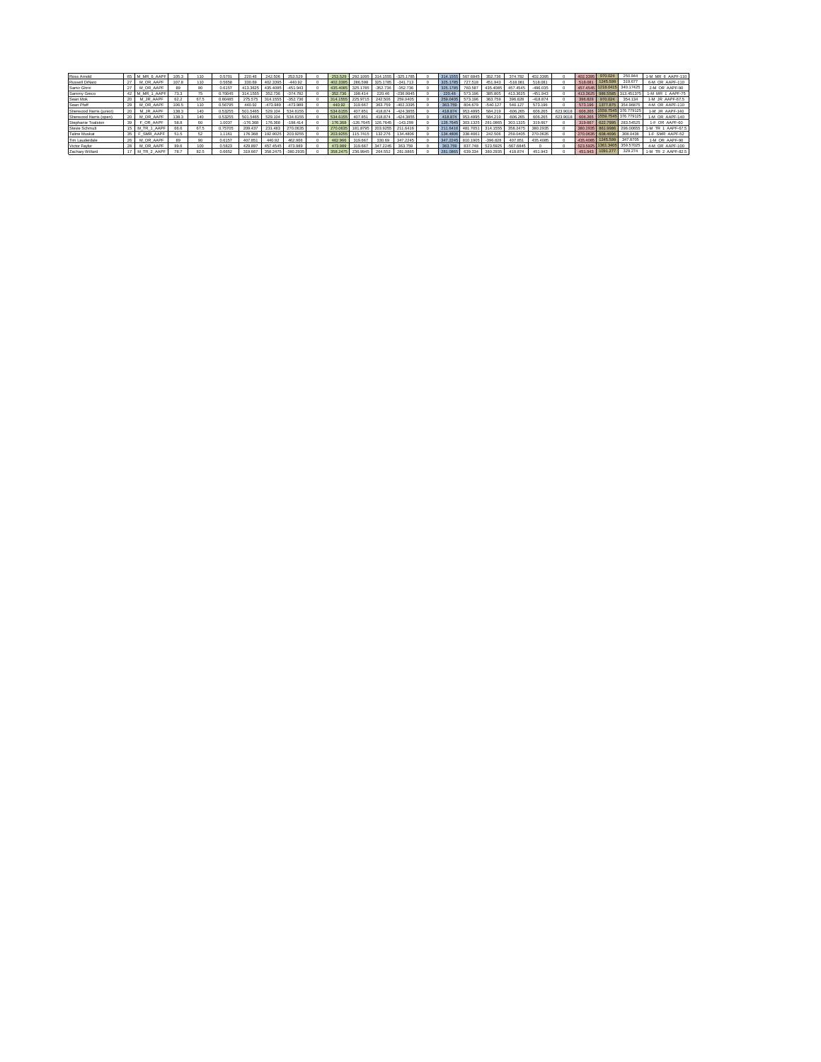| | | | | | | | | | | | | | | | | | | | | | | | | |
|---|---|---|---|---|---|---|---|---|---|---|---|---|---|---|---|---|---|---|---|---|---|---|---|---|
| Ross Arnold | 65 | M_MR_6_AAPF | 105.3 | 110 | 0.5701 | 220.46 | 242.506 | 253.529 | 0 | 253.529 | 292.1095 | 314.1555 | -325.1785 | 0 | 314.1555 | 567.6945 | 352.736 | 374.782 | 402.3395 | 0 | 402.3395 | 970.024 | 250.864 | 1-M_MR_6_AAPF-110 |
| Russell DiNaro | 27 | M_OR_AAPF | 107.8 | 110 | 0.5658 | 330.69 | 402.3395 | -440.92 | 0 | 402.3395 | 286.598 | 325.1785 | -341.713 | 0 | 325.1785 | 727.518 | 451.943 | -518.081 | 518.081 | 0 | 518.081 | 1245.599 | 319.677 | 6-M_OR_AAPF-110 |
| Samir Ghni | 27 | M_OR_AAPF | 89 | 90 | 0.6157 | 413.3625 | 435.4085 | -451.943 | 0 | 435.4085 | 325.1785 | -352.736 | -352.736 | 0 | 325.1785 | 760.587 | 435.4085 | 457.4545 | -496.035 | 0 | 457.4545 | 1218.0415 | 340.17425 | 2-M_OR_AAPF-90 |
| Sammy Greco | 42 | M_MR_1_AAPF | 73.3 | 75 | 0.70045 | 314.1555 | 352.736 | -374.782 | 0 | 352.736 | 198.414 | 220.46 | -236.9945 | 0 | 220.46 | 573.196 | 385.805 | 413.3625 | -451.943 | 0 | 413.3625 | 986.5585 | 313.451375 | 1-M_MR_1_AAPF-75 |
| Sean Mok | 20 | M_JR_AAPF | 62.2 | 67.5 | 0.80485 | 275.575 | 314.1555 | -352.736 | 0 | 314.1555 | 225.9715 | 242.506 | 259.0405 | 0 | 259.0405 | 573.196 | 363.759 | 396.828 | -418.874 | 0 | 396.828 | 970.024 | 354.134 | 1-M_JR_AAPF-67.5 |
| Sean Pfaff | 29 | M_OR_AAPF | 106.5 | 110 | 0.56795 | 440.92 | -473.989 | -473.989 | 0 | 440.92 | 319.667 | 363.759 | -402.3395 | 0 | 363.759 | 804.679 | -540.127 | 540.127 | 573.196 | 0 | 573.196 | 1377.875 | 354.96875 | 4-M_OR_AAPF-110 |
| Sherwood Harris (junior) | 20 | M_JR_AAPF | 138.3 | 140 | 0.53255 | 501.5465 | 529.104 | 534.6155 | 0 | 534.6155 | 407.851 | 418.874 | -424.3855 | 0 | 418.874 | 953.4895 | 584.219 | -606.265 | 606.265 | 623.9018 | 606.265 | 1559.7545 | 376.779125 | 1-M_JR_AAPF-140 |
| Sherwood Harris (open) | 20 | M_OR_AAPF | 138.3 | 140 | 0.53255 | 501.5465 | 529.104 | 534.6155 | 0 | 534.6155 | 407.851 | 418.874 | -424.3855 | 0 | 418.874 | 953.4895 | 584.219 | -606.265 | 606.265 | 623.9018 | 606.265 | 1559.7545 | 376.779125 | 1-M_OR_AAPF-140 |
| Stephanie Toalston | 39 | F_OR_AAPF | 58.8 | 60 | 1.0037 | -176.368 | 176.368 | -198.414 | 0 | 176.368 | -126.7645 | 126.7645 | -143.299 | 0 | 126.7645 | 303.1325 | 281.0865 | 303.1325 | 319.667 | 0 | 319.667 | 622.7995 | 283.54525 | 1-F_OR_AAPF-60 |
| Stevie Schmidt | 15 | M_TR_1_AAPF | 66.6 | 67.5 | 0.75705 | 209.437 | 231.483 | 270.0635 | 0 | 270.0635 | 181.8795 | 203.9255 | 211.6416 | 0 | 211.6416 | 481.7051 | 314.1555 | 358.2475 | 380.2935 | 0 | 380.2935 | 861.9986 | 296.00655 | 1-M_TR_1_AAPF-67.5 |
| Taline Muskat | 35 | F_SMR_AAPF | 51.5 | 52 | 1.1161 | 176.368 | 192.9025 | 203.9255 | 0 | 203.9255 | 115.7415 | 132.276 | 134.4806 | 0 | 134.4806 | 338.4061 | 242.506 | 259.0405 | 270.0635 | 0 | 270.0635 | 608.4696 | 308.0436 | 1-F_SMR_AAPF-52 |
| Tim Lauderdale | 26 | M_OR_AAPF | 89 | 90 | 0.6157 | 407.851 | 440.92 | 462.966 | 0 | 462.966 | 319.667 | 330.69 | 347.2245 | 0 | 347.2245 | 810.1905 | -396.828 | 407.851 | 435.4085 | 0 | 435.4085 | 1245.599 | 347.8705 | 1-M_OR_AAPF-90 |
| Victor Faylor | 28 | M_OR_AAPF | 99.6 | 100 | 0.5823 | 429.897 | 457.4545 | -473.989 | 0 | 473.989 | 319.667 | 347.2245 | 363.759 | 0 | 363.759 | 837.748 | 523.5925 | -567.6945 | 0 | 0 | 523.5925 | 1361.3405 | 359.57025 | 4-M_OR_AAPF-100 |
| Zachary Willard | 17 | M_TR_2_AAPF | 78.7 | 82.5 | 0.6652 | 319.667 | 358.2475 | -380.2935 | 0 | 358.2475 | 236.9945 | 264.552 | 281.0865 | 0 | 281.0865 | 639.334 | 380.2935 | 418.874 | 451.943 | 0 | 451.943 | 1091.177 | 329.274 | 1-M_TR_2_AAPF-82.5 |